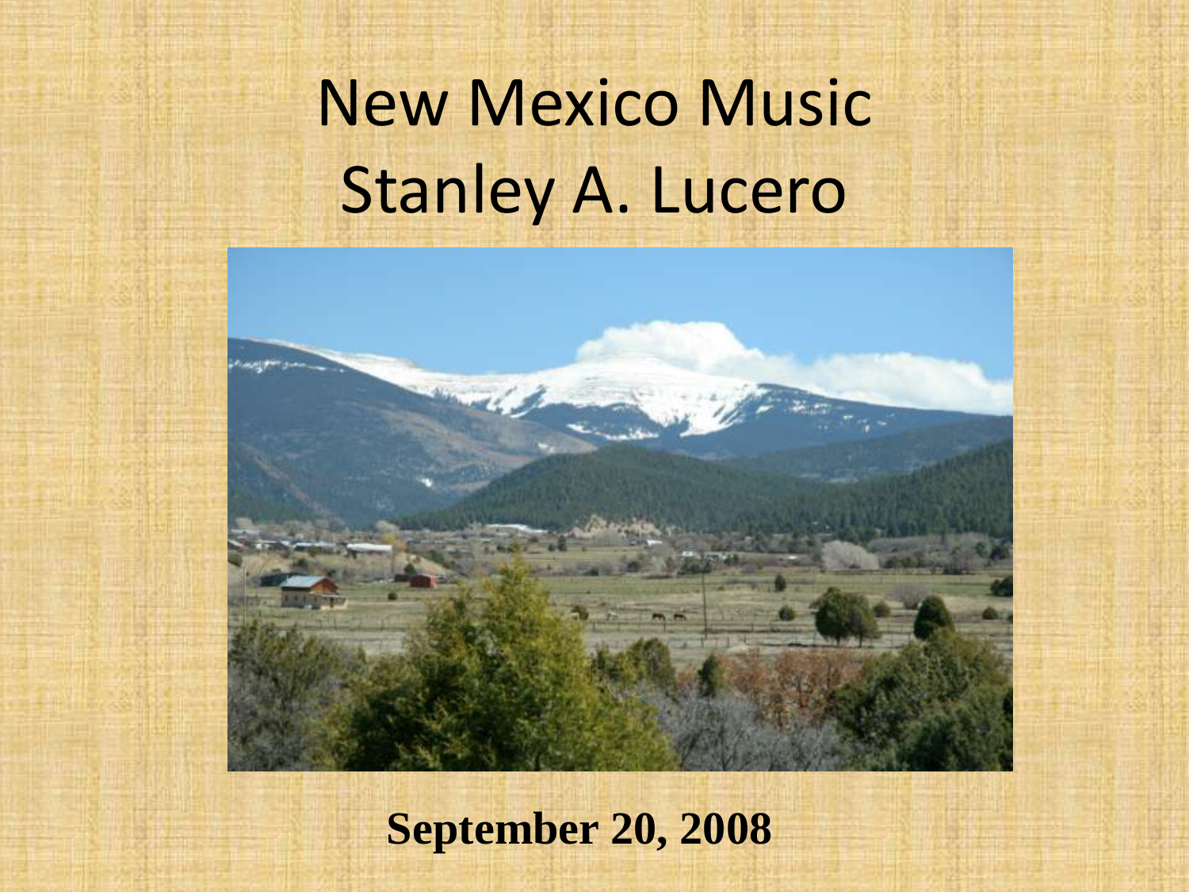# New Mexico Music
# Stanley A. Lucero

**September 20, 2008**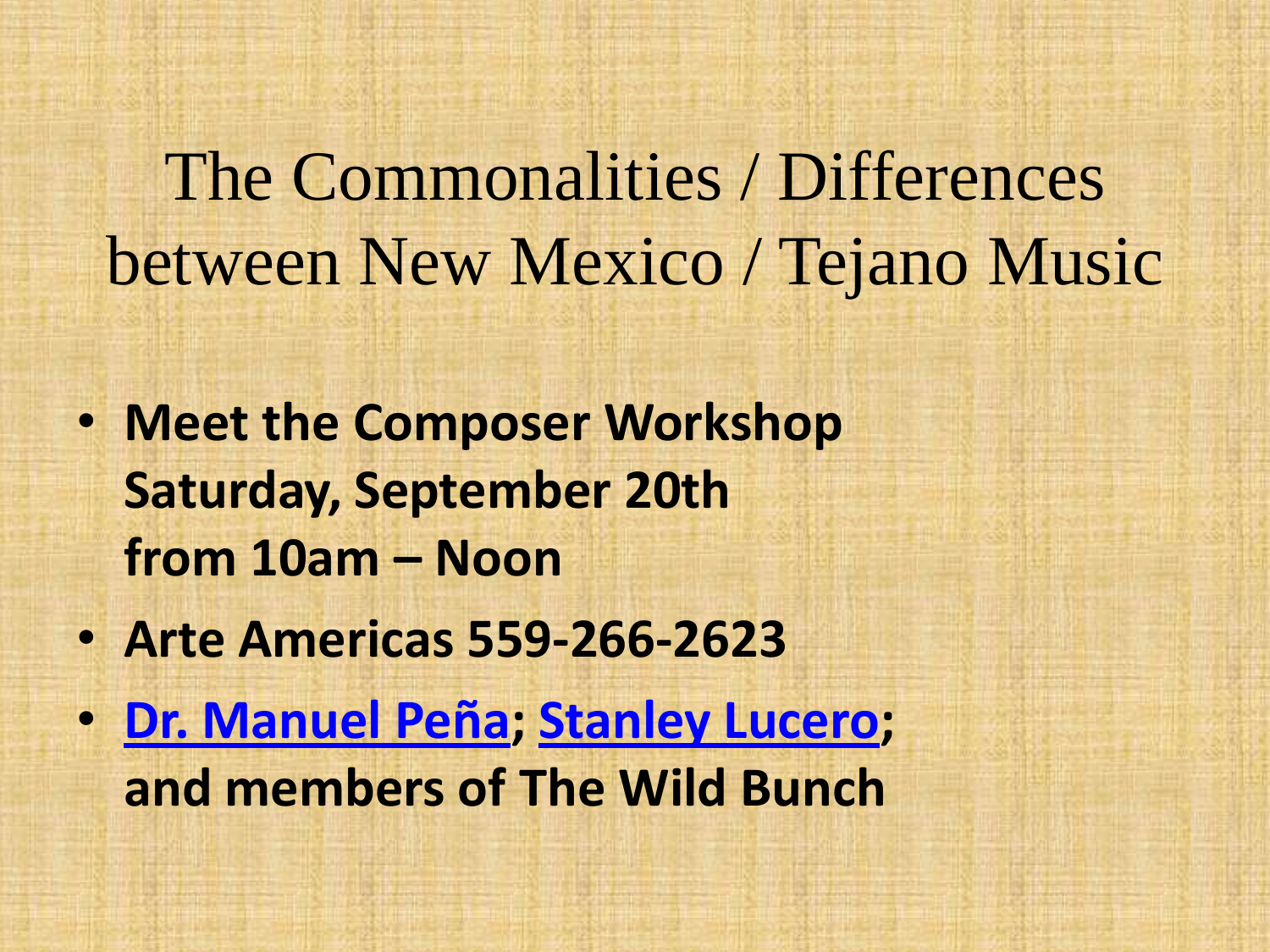# The Commonalities / Differences between New Mexico / Tejano Music

- **Meet the Composer Workshop**
  **Saturday, September 20th**
  **from 10am – Noon**
- **Arte Americas 559-266-2623**
- **Dr. Manuel Peña; Stanley Lucero; and members of The Wild Bunch**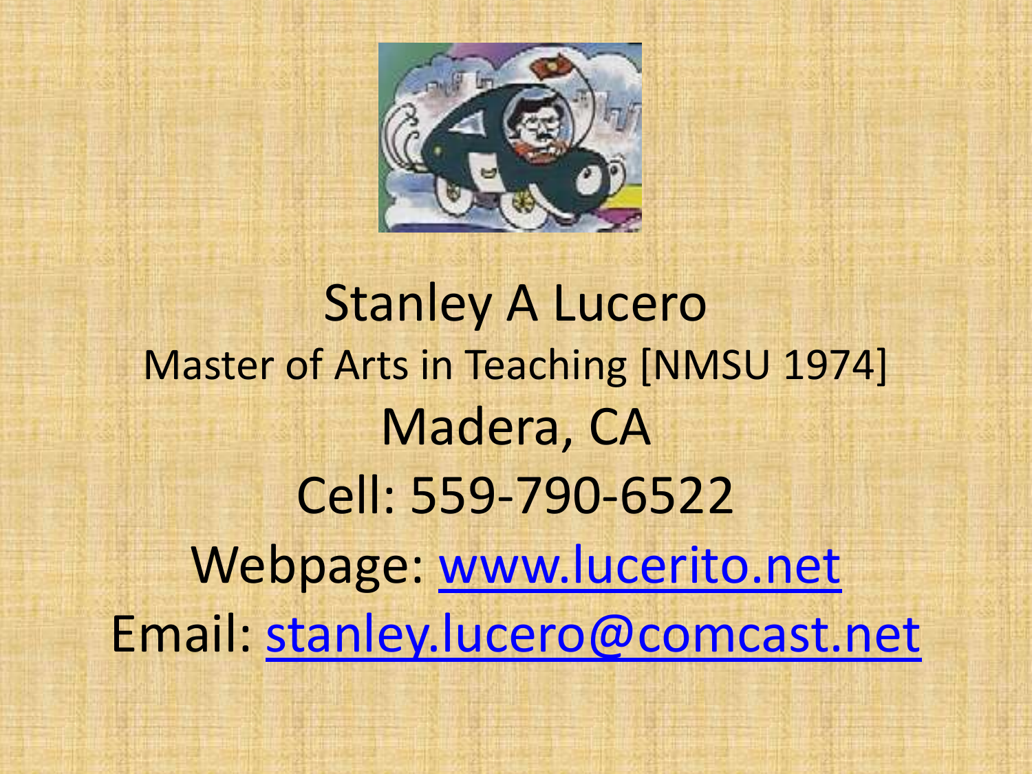Stanley A Lucero

Master of Arts in Teaching [NMSU 1974]

Madera, CA

Cell: 559-790-6522

Webpage: [www.lucerito.net](http://www.lucerito.net)

Email: [stanley.lucero@comcast.net](mailto:stanley.lucero@comcast.net)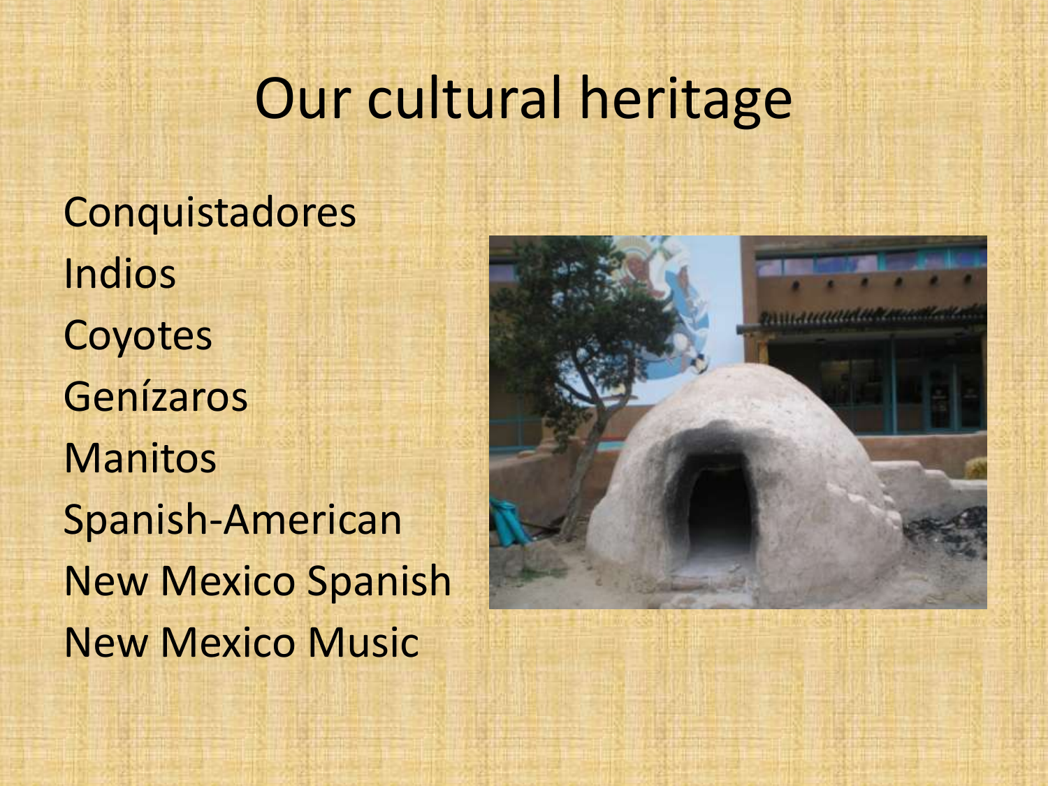# Our cultural heritage

Conquistadores

Indios

Coyotes

Genízaros

Manitos

Spanish-American

New Mexico Spanish

New Mexico Music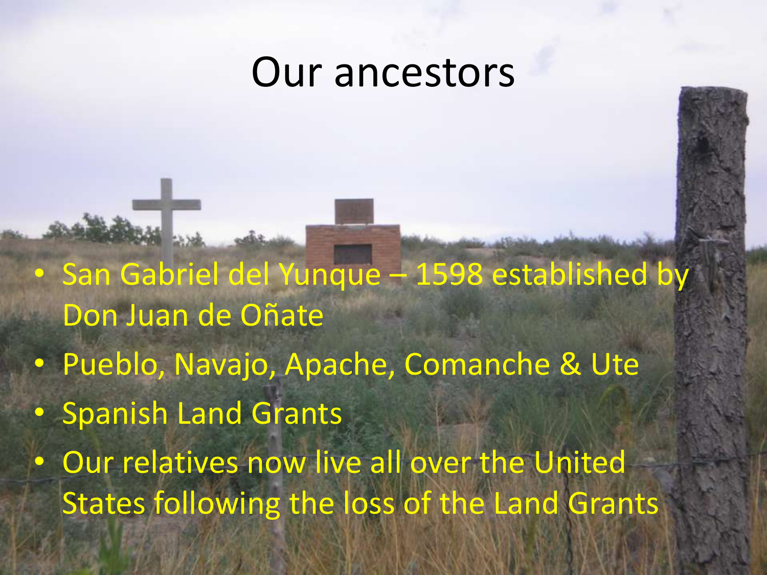# Our ancestors

- San Gabriel del Yunque – 1598 established by Don Juan de Oñate
- Pueblo, Navajo, Apache, Comanche & Ute
- Spanish Land Grants
- Our relatives now live all over the United States following the loss of the Land Grants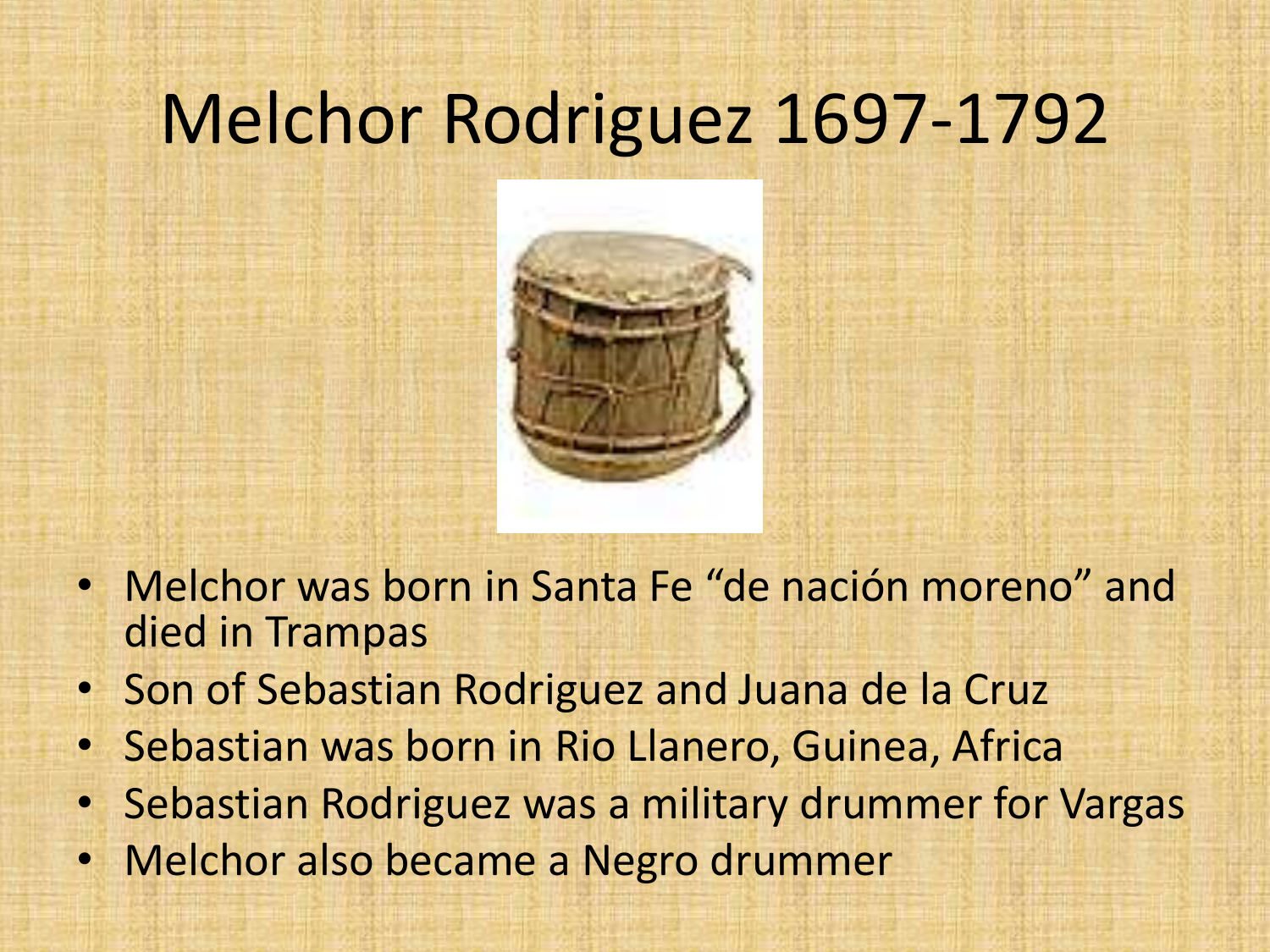# Melchor Rodriguez 1697-1792

- Melchor was born in Santa Fe “de nación moreno” and died in Trampas
- Son of Sebastian Rodriguez and Juana de la Cruz
- Sebastian was born in Rio Llanero, Guinea, Africa
- Sebastian Rodriguez was a military drummer for Vargas
- Melchor also became a Negro drummer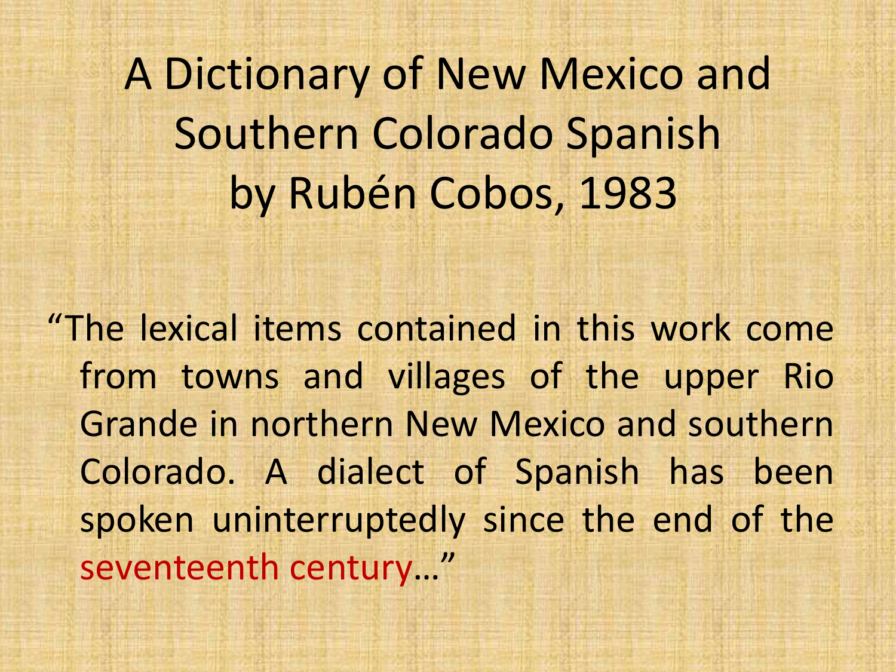# A Dictionary of New Mexico and Southern Colorado Spanish by Rubén Cobos, 1983

"The lexical items contained in this work come from towns and villages of the upper Rio Grande in northern New Mexico and southern Colorado. A dialect of Spanish has been spoken uninterruptedly since the end of the seventeenth century…"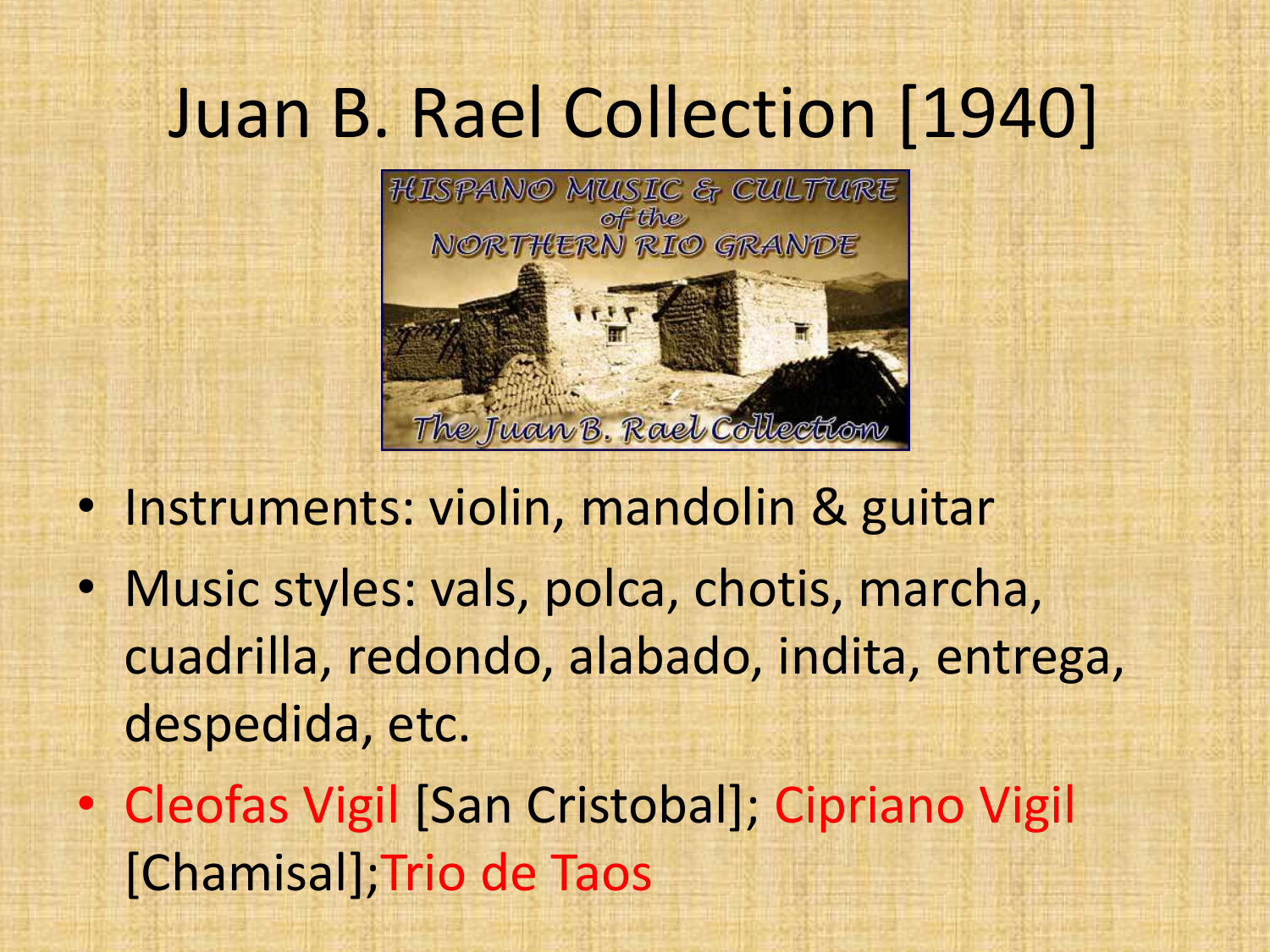# Juan B. Rael Collection [1940]

- Instruments: violin, mandolin & guitar
- Music styles: vals, polca, chotis, marcha, cuadrilla, redondo, alabado, indita, entrega, despedida, etc.
- Cleofas Vigil [San Cristobal]; Cipriano Vigil [Chamisal];Trio de Taos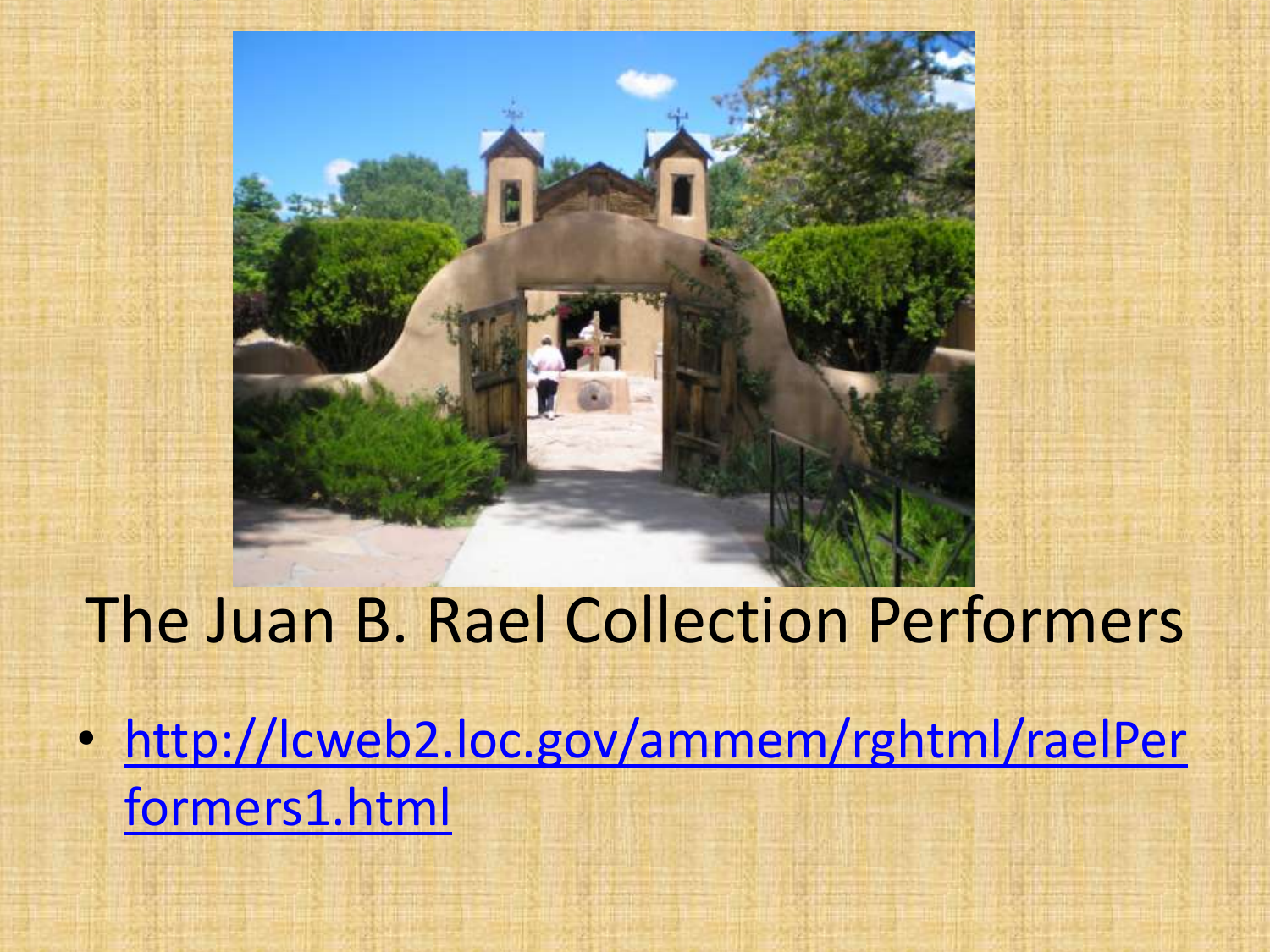# The Juan B. Rael Collection Performers

- http://lcweb2.loc.gov/ammem/rghtml/raelPerformers1.html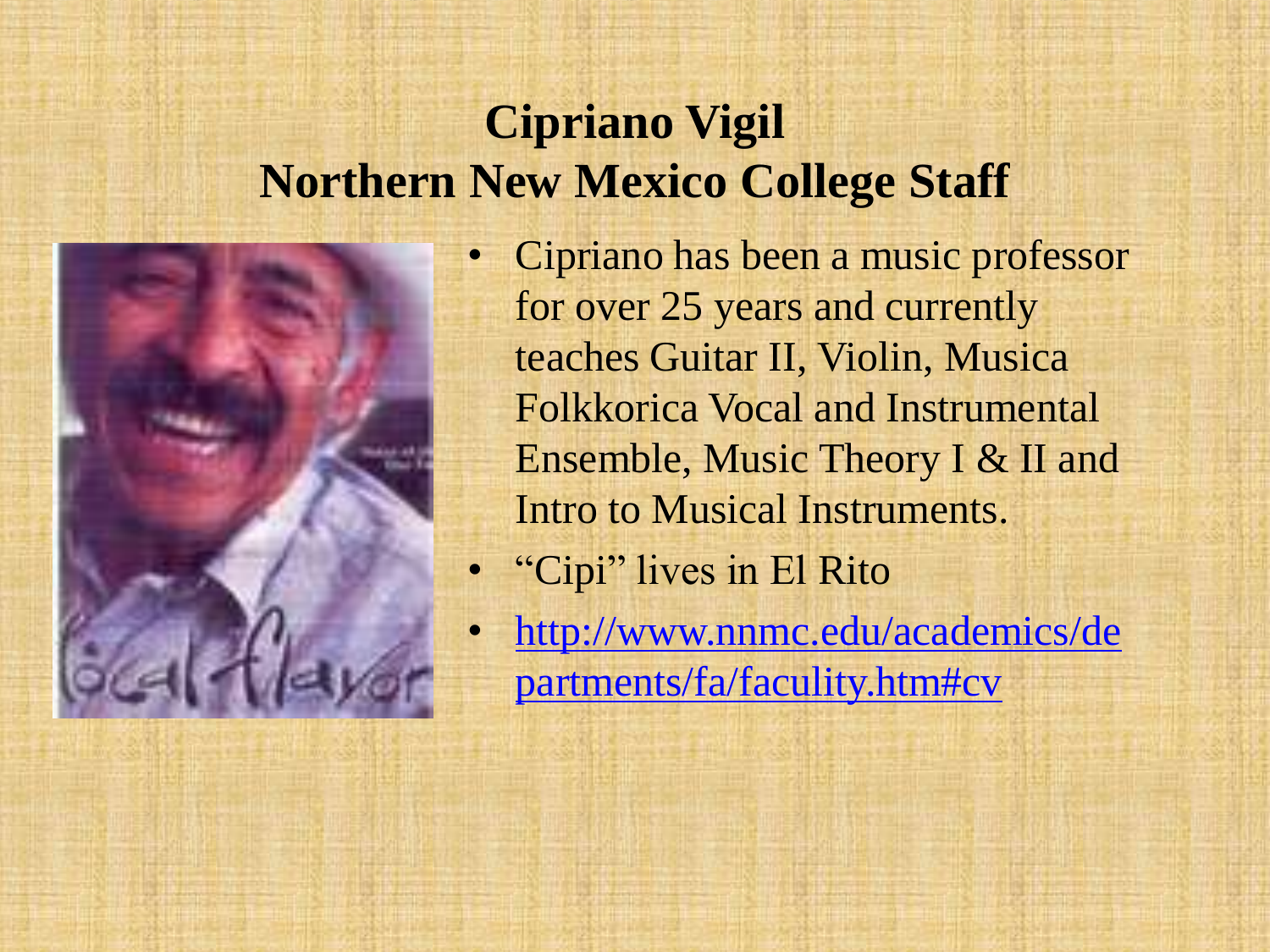# Cipriano Vigil
# Northern New Mexico College Staff

- Cipriano has been a music professor for over 25 years and currently teaches Guitar II, Violin, Musica Folkkorica Vocal and Instrumental Ensemble, Music Theory I & II and Intro to Musical Instruments.
- "Cipi" lives in El Rito
- http://www.nnmc.edu/academics/departments/fa/faculty.htm#cv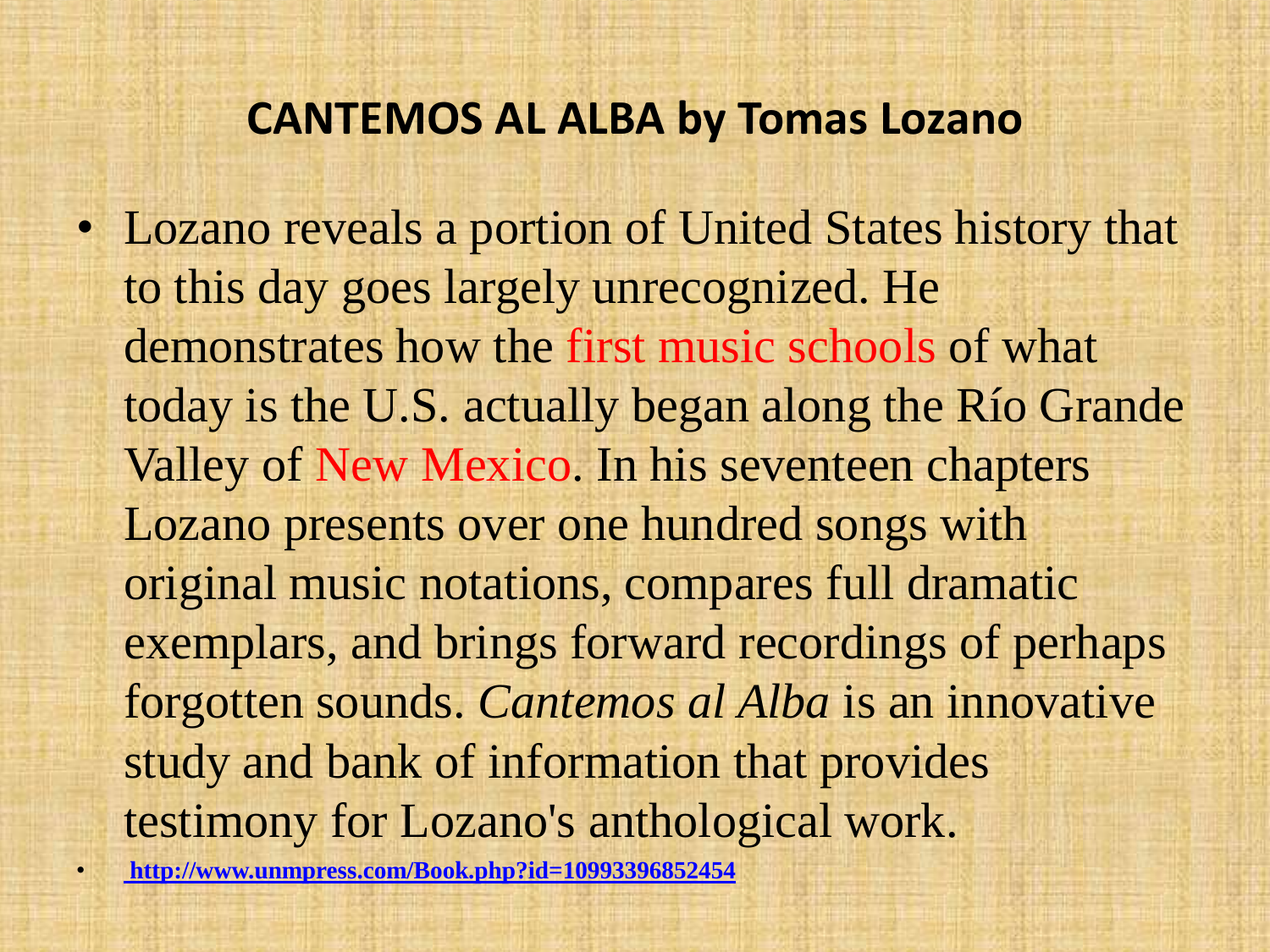## CANTEMOS AL ALBA by Tomas Lozano

- Lozano reveals a portion of United States history that to this day goes largely unrecognized. He demonstrates how the first music schools of what today is the U.S. actually began along the Río Grande Valley of New Mexico. In his seventeen chapters Lozano presents over one hundred songs with original music notations, compares full dramatic exemplars, and brings forward recordings of perhaps forgotten sounds. *Cantemos al Alba* is an innovative study and bank of information that provides testimony for Lozano's anthological work.
- **http://www.unmpress.com/Book.php?id=10993396852454**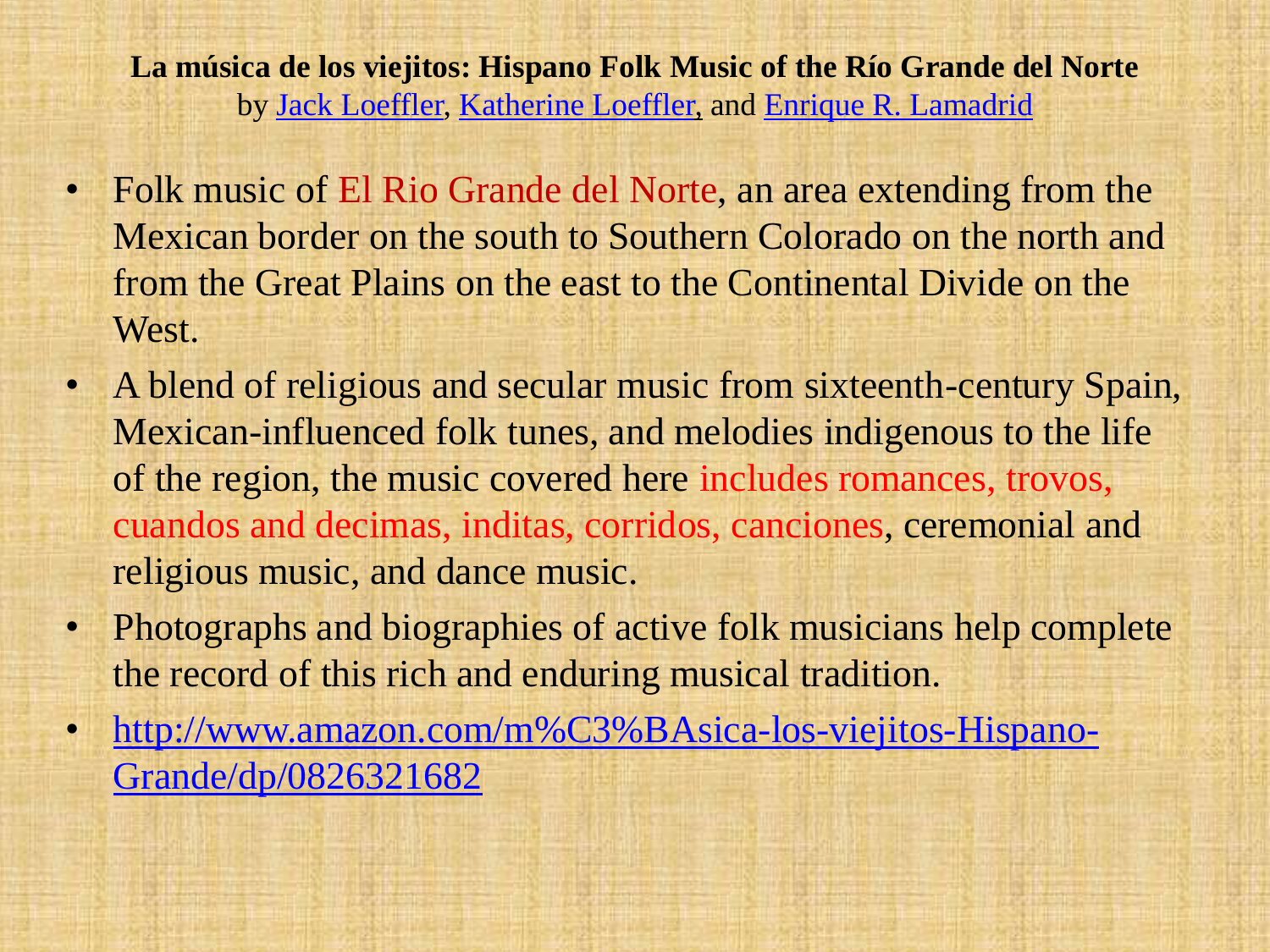**La música de los viejitos: Hispano Folk Music of the Río Grande del Norte**
by Jack Loeffler, Katherine Loeffler, and Enrique R. Lamadrid

- Folk music of El Rio Grande del Norte, an area extending from the Mexican border on the south to Southern Colorado on the north and from the Great Plains on the east to the Continental Divide on the West.
- A blend of religious and secular music from sixteenth-century Spain, Mexican-influenced folk tunes, and melodies indigenous to the life of the region, the music covered here includes romances, trovos, cuandos and decimas, inditas, corridos, canciones, ceremonial and religious music, and dance music.
- Photographs and biographies of active folk musicians help complete the record of this rich and enduring musical tradition.
- http://www.amazon.com/m%C3%BAsica-los-viejitos-Hispano-Grande/dp/0826321682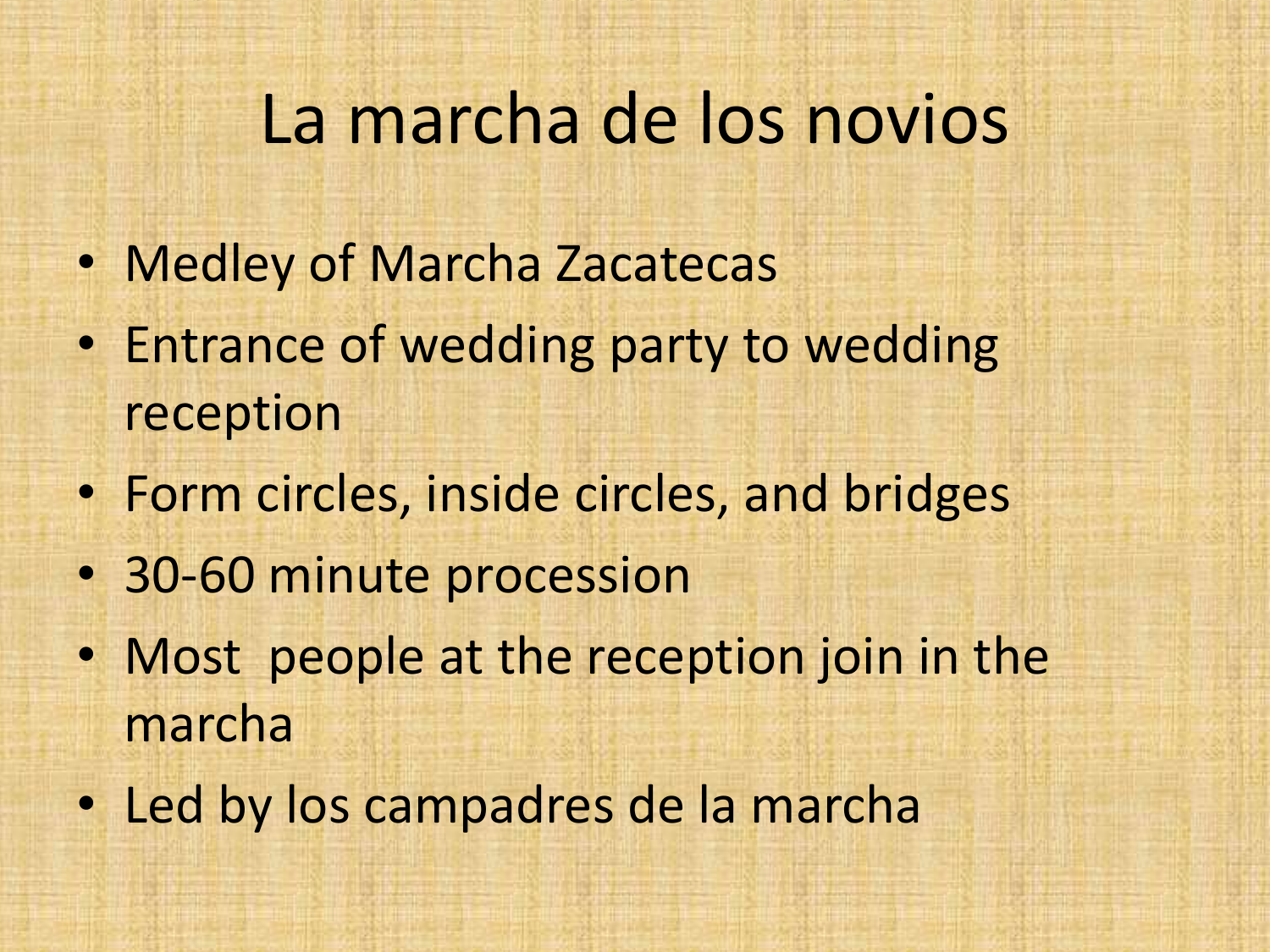# La marcha de los novios

- Medley of Marcha Zacatecas
- Entrance of wedding party to wedding reception
- Form circles, inside circles, and bridges
- 30-60 minute procession
- Most people at the reception join in the marcha
- Led by los campadres de la marcha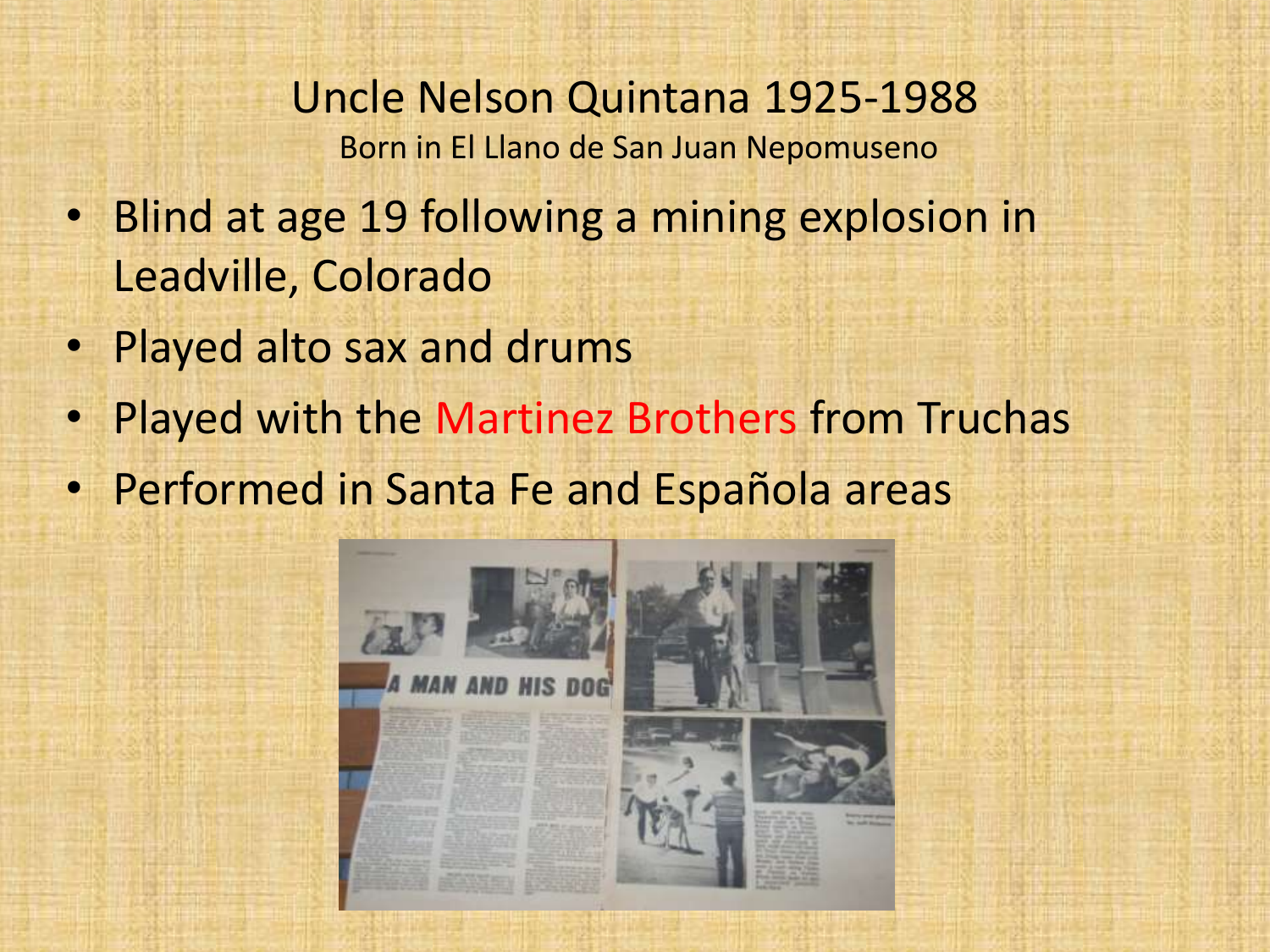# Uncle Nelson Quintana 1925-1988

Born in El Llano de San Juan Nepomuseno

- Blind at age 19 following a mining explosion in Leadville, Colorado
- Played alto sax and drums
- Played with the Martinez Brothers from Truchas
- Performed in Santa Fe and Española areas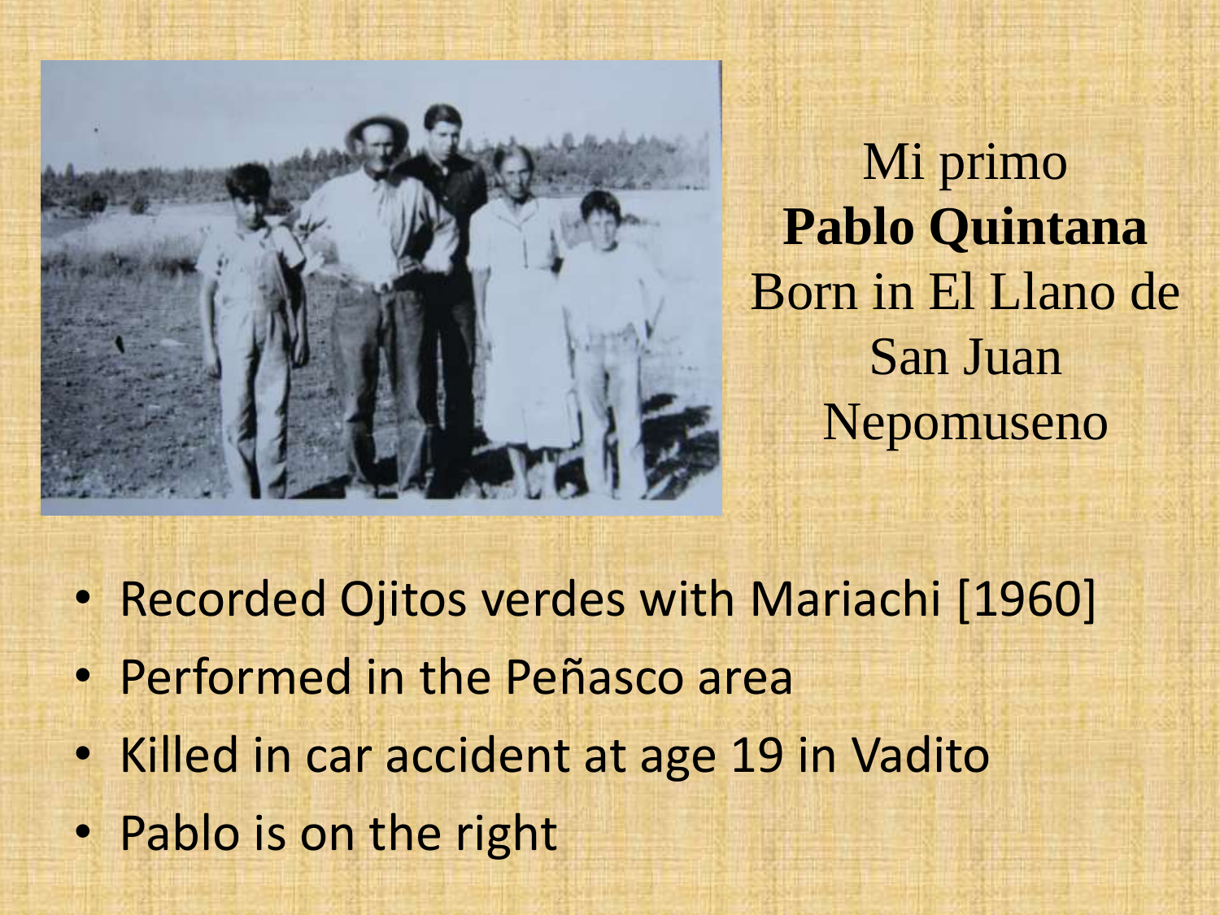Mi primo

**Pablo Quintana**

Born in El Llano de San Juan Nepomuseno

- Recorded Ojitos verdes with Mariachi [1960]
- Performed in the Peñasco area
- Killed in car accident at age 19 in Vadito
- Pablo is on the right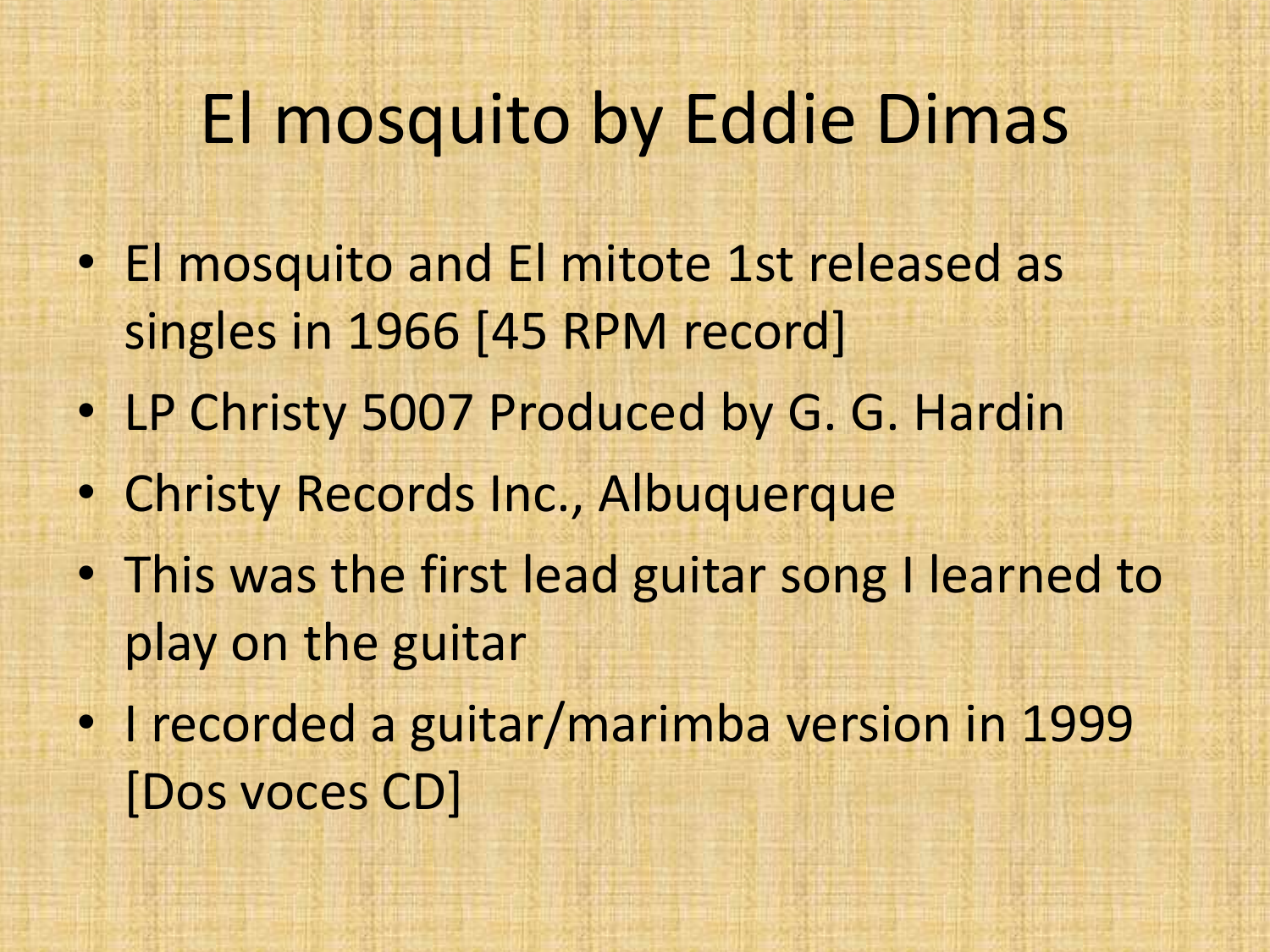# El mosquito by Eddie Dimas

- El mosquito and El mitote 1st released as singles in 1966 [45 RPM record]
- LP Christy 5007 Produced by G. G. Hardin
- Christy Records Inc., Albuquerque
- This was the first lead guitar song I learned to play on the guitar
- I recorded a guitar/marimba version in 1999 [Dos voces CD]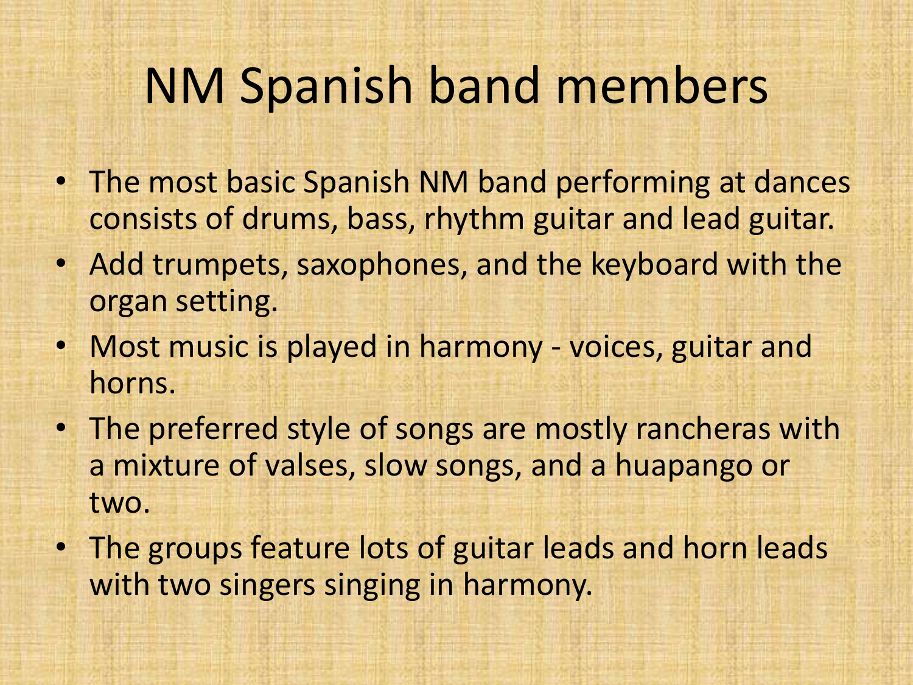# NM Spanish band members

- The most basic Spanish NM band performing at dances consists of drums, bass, rhythm guitar and lead guitar.
- Add trumpets, saxophones, and the keyboard with the organ setting.
- Most music is played in harmony - voices, guitar and horns.
- The preferred style of songs are mostly rancheras with a mixture of valses, slow songs, and a huapango or two.
- The groups feature lots of guitar leads and horn leads with two singers singing in harmony.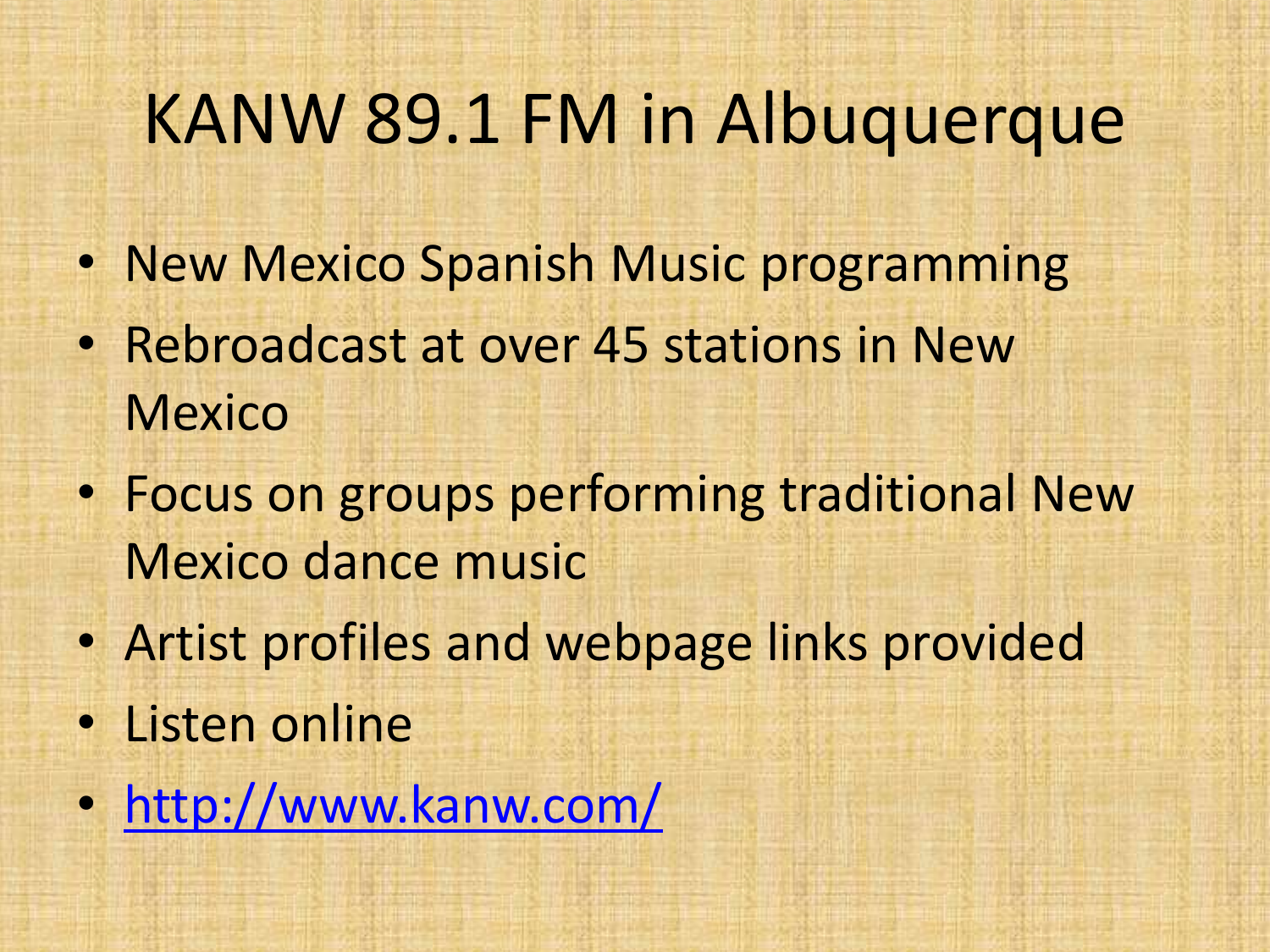# KANW 89.1 FM in Albuquerque

- New Mexico Spanish Music programming
- Rebroadcast at over 45 stations in New Mexico
- Focus on groups performing traditional New Mexico dance music
- Artist profiles and webpage links provided
- Listen online
- http://www.kanw.com/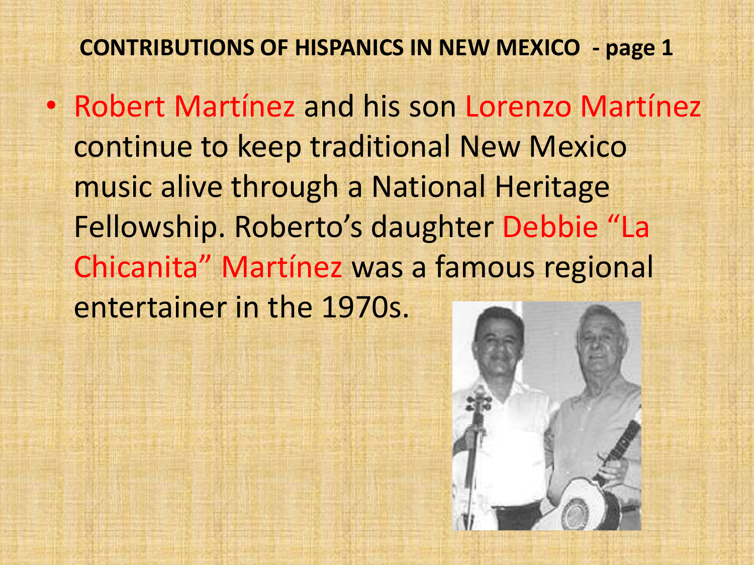## CONTRIBUTIONS OF HISPANICS IN NEW MEXICO - page 1

- Robert Martínez and his son Lorenzo Martínez continue to keep traditional New Mexico music alive through a National Heritage Fellowship. Roberto's daughter Debbie "La Chicanita" Martínez was a famous regional entertainer in the 1970s.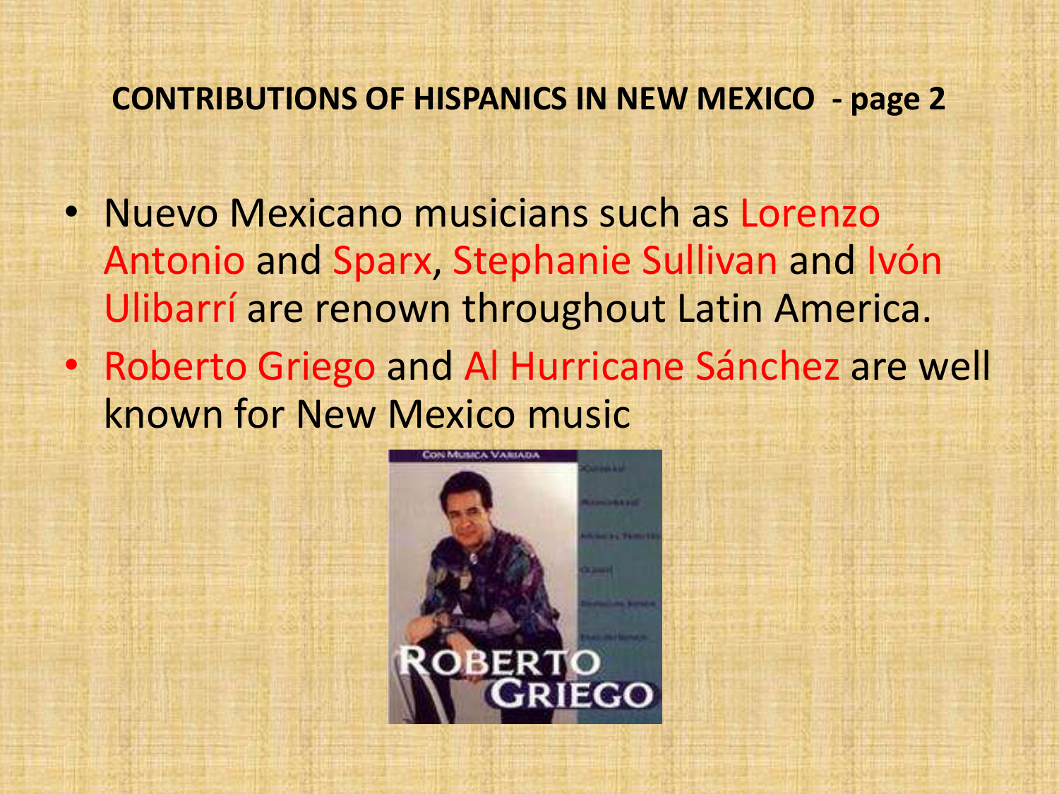## CONTRIBUTIONS OF HISPANICS IN NEW MEXICO - page 2

- Nuevo Mexicano musicians such as Lorenzo Antonio and Sparx, Stephanie Sullivan and Ivón Ulibarrí are renown throughout Latin America.
- Roberto Griego and Al Hurricane Sánchez are well known for New Mexico music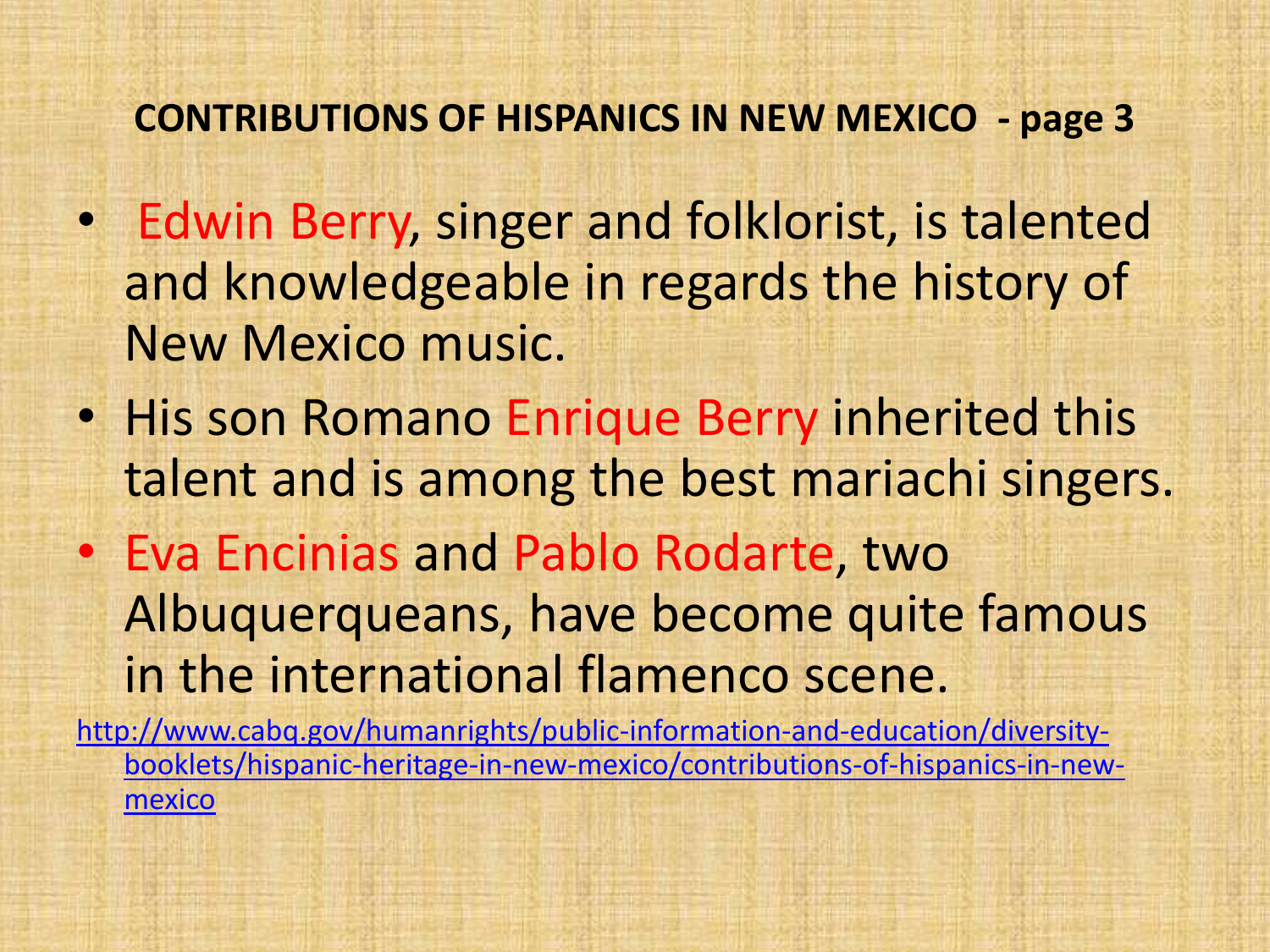## CONTRIBUTIONS OF HISPANICS IN NEW MEXICO - page 3

- Edwin Berry, singer and folklorist, is talented and knowledgeable in regards the history of New Mexico music.
- His son Romano Enrique Berry inherited this talent and is among the best mariachi singers.
- Eva Encinias and Pablo Rodarte, two Albuquerqueans, have become quite famous in the international flamenco scene.

http://www.cabq.gov/humanrights/public-information-and-education/diversity-booklets/hispanic-heritage-in-new-mexico/contributions-of-hispanics-in-new-mexico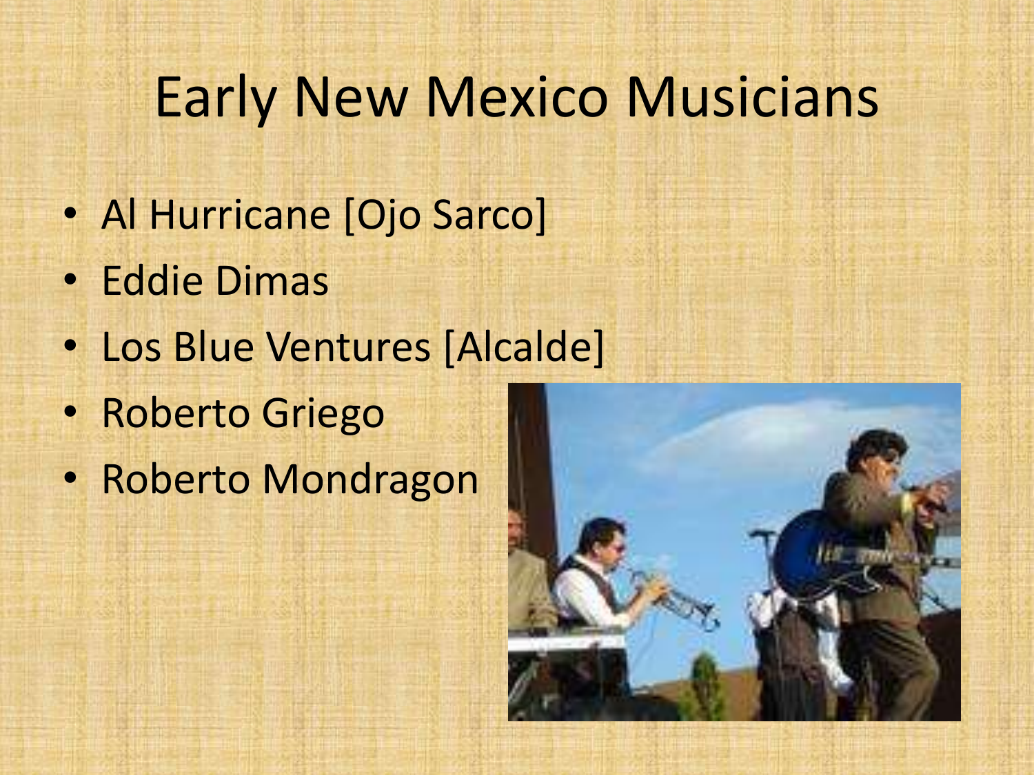# Early New Mexico Musicians

- Al Hurricane [Ojo Sarco]
- Eddie Dimas
- Los Blue Ventures [Alcalde]
- Roberto Griego
- Roberto Mondragon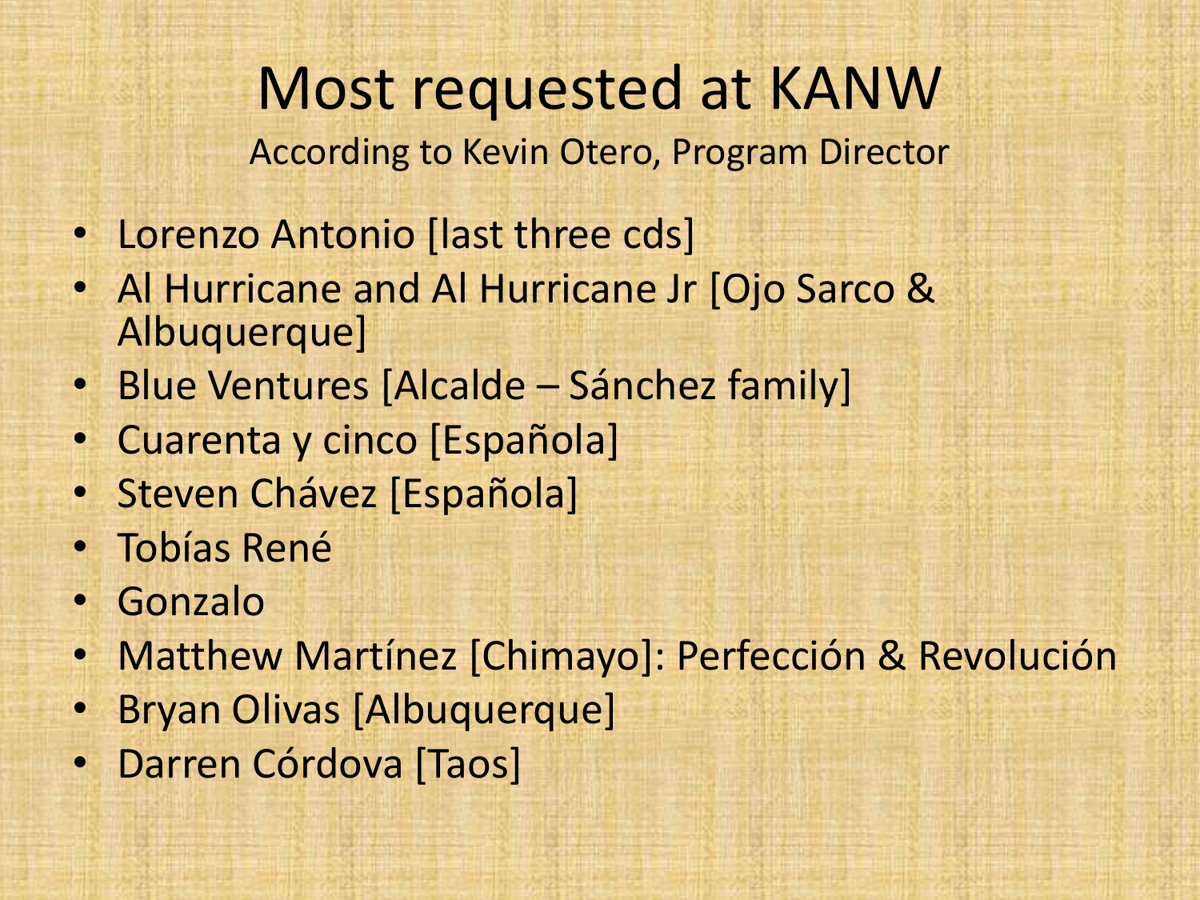# Most requested at KANW

According to Kevin Otero, Program Director

- Lorenzo Antonio [last three cds]
- Al Hurricane and Al Hurricane Jr [Ojo Sarco & Albuquerque]
- Blue Ventures [Alcalde – Sánchez family]
- Cuarenta y cinco [Española]
- Steven Chávez [Española]
- Tobías René
- Gonzalo
- Matthew Martínez [Chimayo]: Perfección & Revolución
- Bryan Olivas [Albuquerque]
- Darren Córdova [Taos]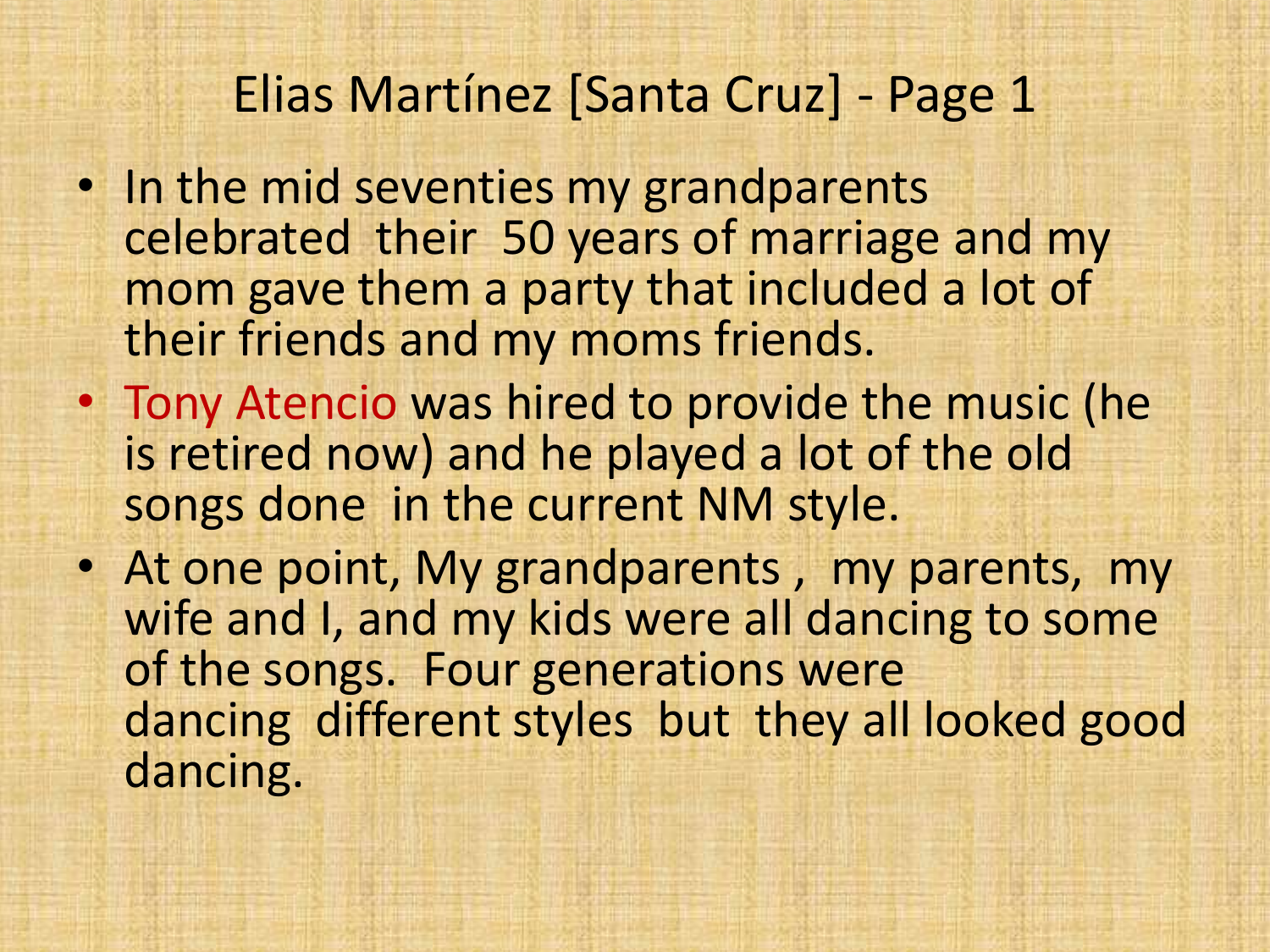# Elias Martínez [Santa Cruz] - Page 1

- In the mid seventies my grandparents celebrated their 50 years of marriage and my mom gave them a party that included a lot of their friends and my moms friends.
- Tony Atencio was hired to provide the music (he is retired now) and he played a lot of the old songs done in the current NM style.
- At one point, My grandparents , my parents, my wife and I, and my kids were all dancing to some of the songs. Four generations were dancing different styles but they all looked good dancing.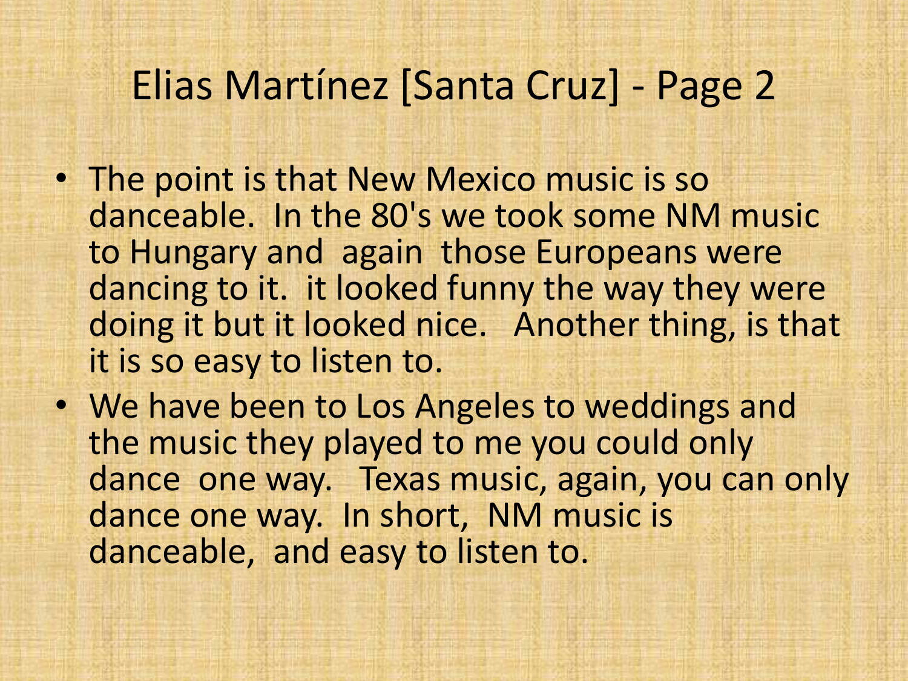# Elias Martínez [Santa Cruz] - Page 2

- The point is that New Mexico music is so danceable. In the 80's we took some NM music to Hungary and again those Europeans were dancing to it. it looked funny the way they were doing it but it looked nice. Another thing, is that it is so easy to listen to.
- We have been to Los Angeles to weddings and the music they played to me you could only dance one way. Texas music, again, you can only dance one way. In short, NM music is danceable, and easy to listen to.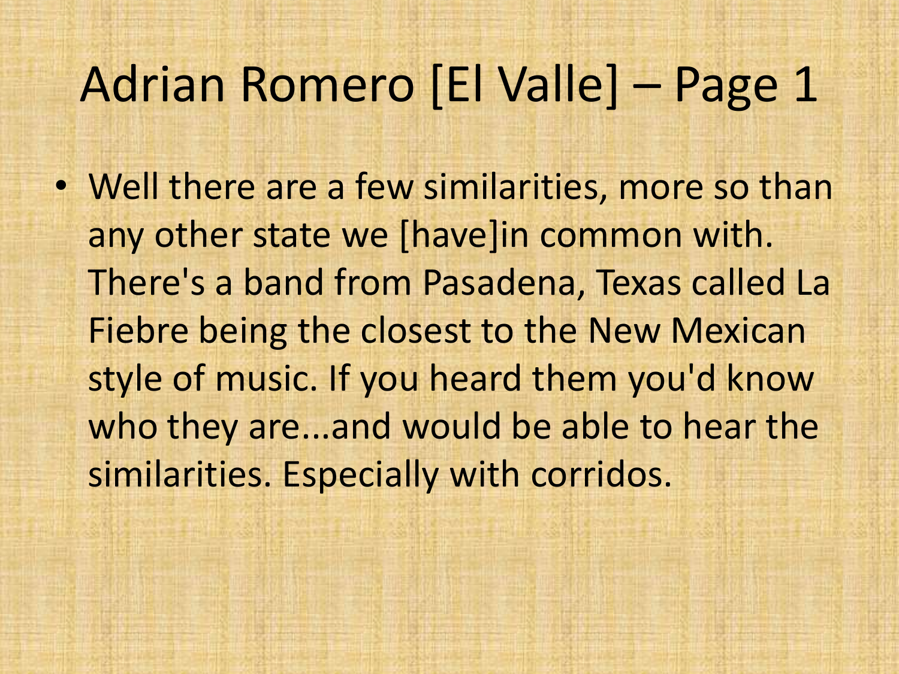# Adrian Romero [El Valle] – Page 1

- Well there are a few similarities, more so than any other state we [have]in common with. There's a band from Pasadena, Texas called La Fiebre being the closest to the New Mexican style of music. If you heard them you'd know who they are...and would be able to hear the similarities. Especially with corridos.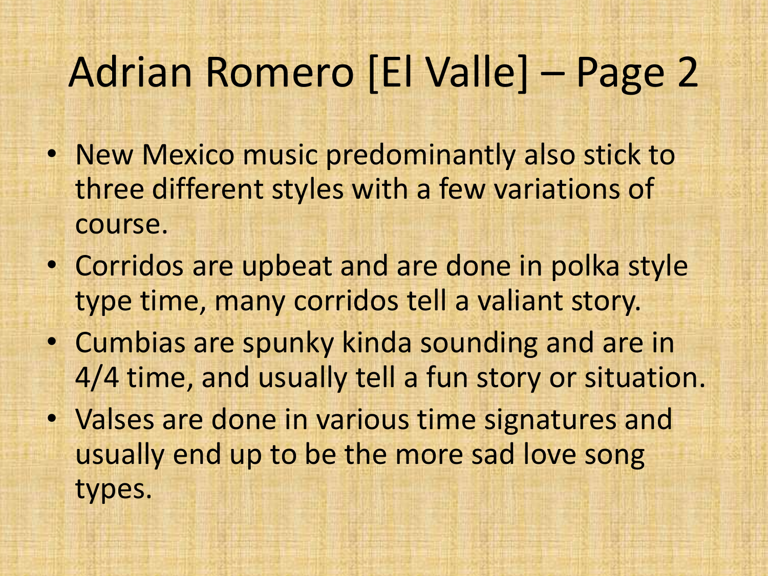# Adrian Romero [El Valle] – Page 2

- New Mexico music predominantly also stick to three different styles with a few variations of course.
- Corridos are upbeat and are done in polka style type time, many corridos tell a valiant story.
- Cumbias are spunky kinda sounding and are in 4/4 time, and usually tell a fun story or situation.
- Valses are done in various time signatures and usually end up to be the more sad love song types.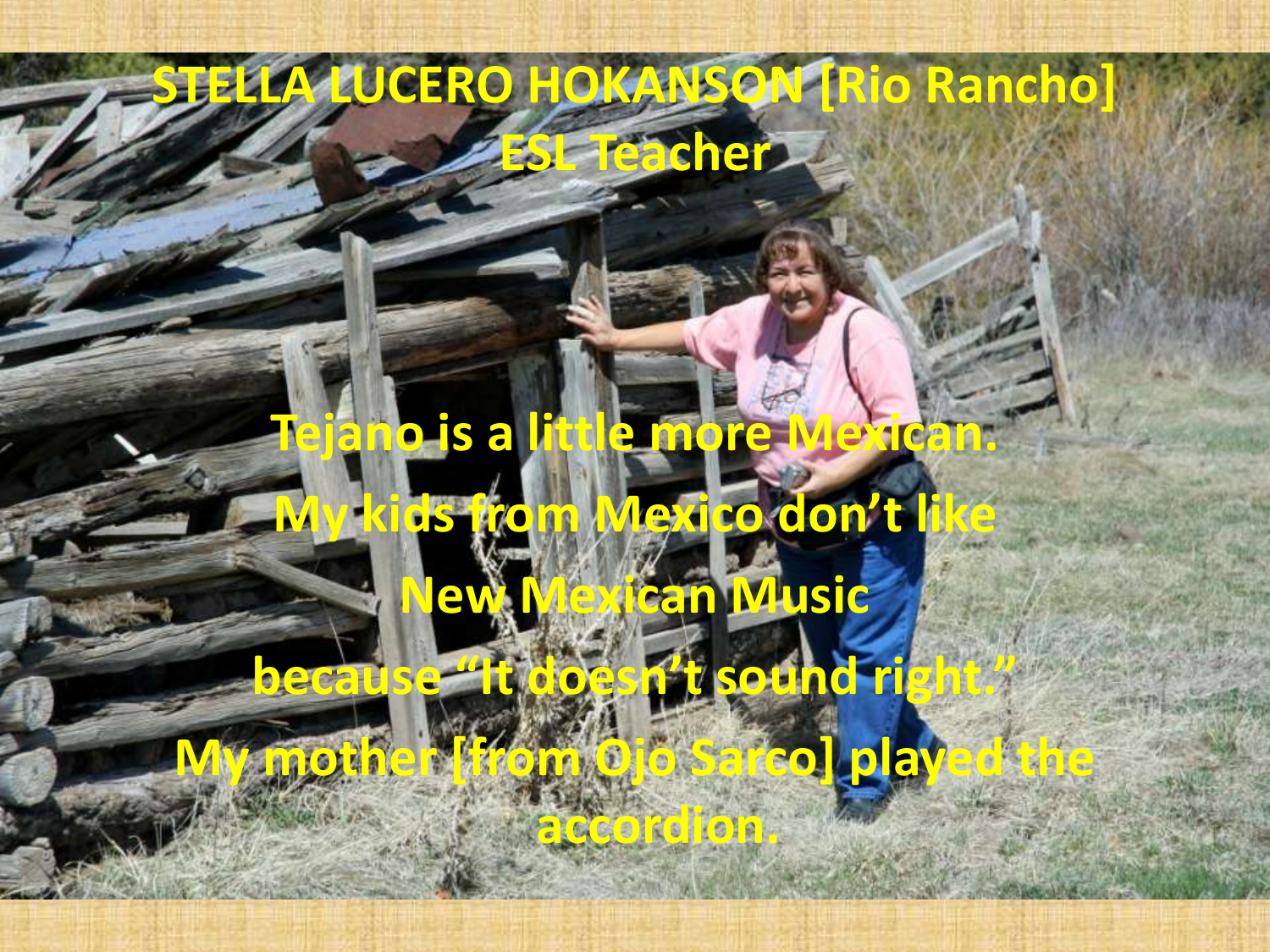# STELLA LUCERO HOKANSON [Rio Rancho]
## ESL Teacher

Tejano is a little more Mexican.

My kids from Mexico don't like

New Mexican Music

because "It doesn't sound right."

My mother [from Ojo Sarco] played the accordion.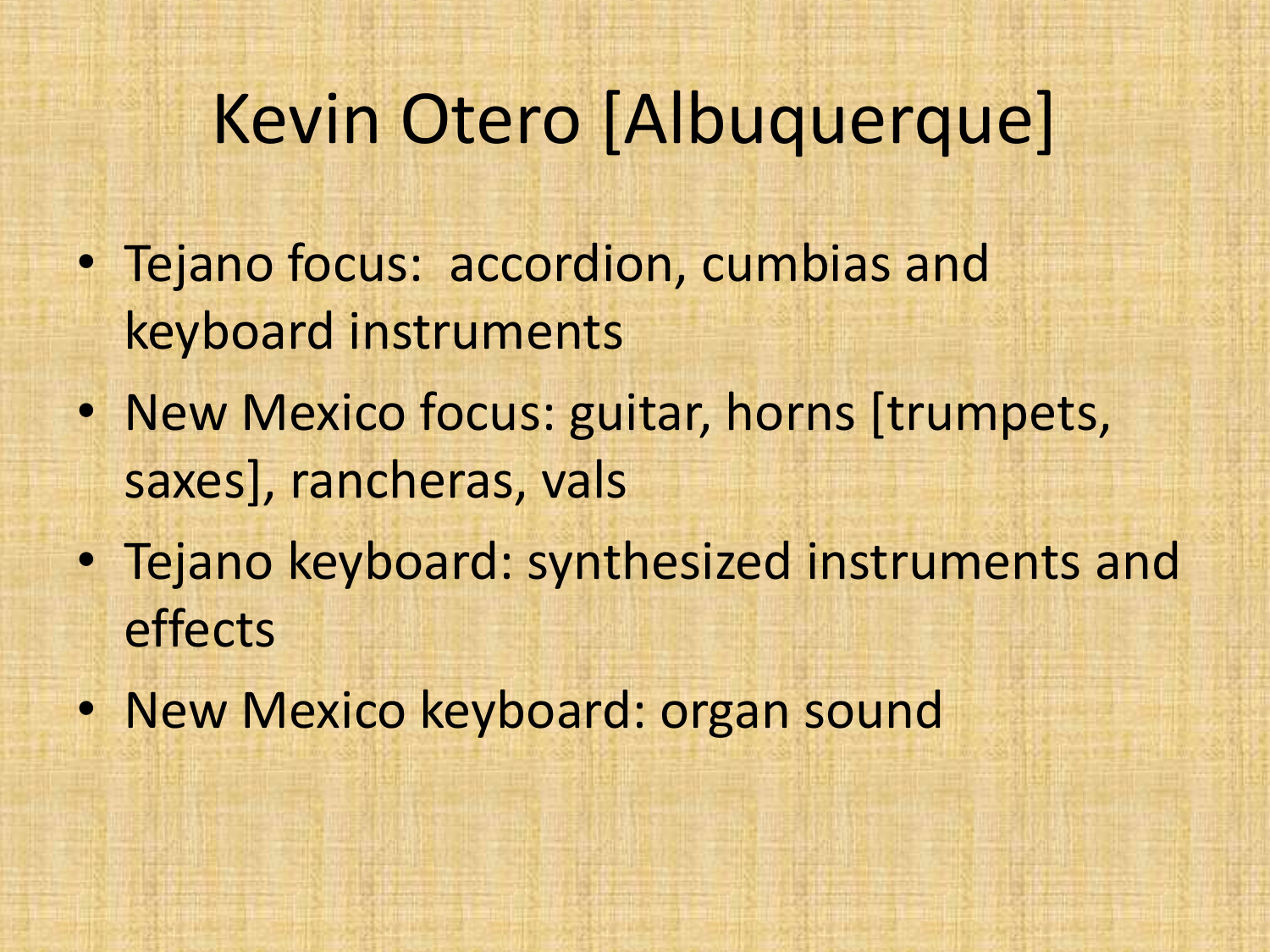# Kevin Otero [Albuquerque]

- Tejano focus: accordion, cumbias and keyboard instruments
- New Mexico focus: guitar, horns [trumpets, saxes], rancheras, vals
- Tejano keyboard: synthesized instruments and effects
- New Mexico keyboard: organ sound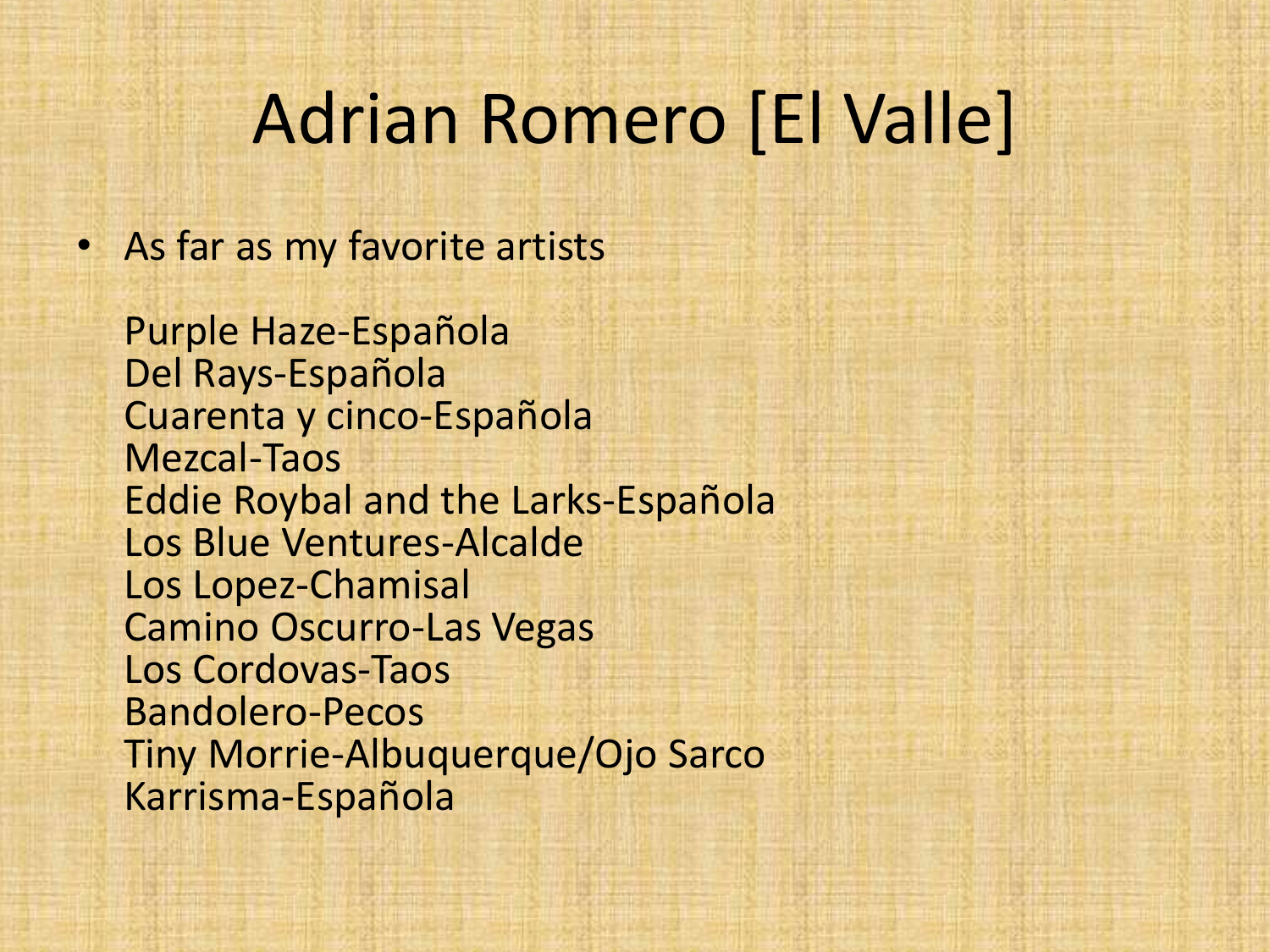# Adrian Romero [El Valle]

- As far as my favorite artists

  Purple Haze-Española
  Del Rays-Española
  Cuarenta y cinco-Española
  Mezcal-Taos
  Eddie Roybal and the Larks-Española
  Los Blue Ventures-Alcalde
  Los Lopez-Chamisal
  Camino Oscurro-Las Vegas
  Los Cordovas-Taos
  Bandolero-Pecos
  Tiny Morrie-Albuquerque/Ojo Sarco
  Karrisma-Española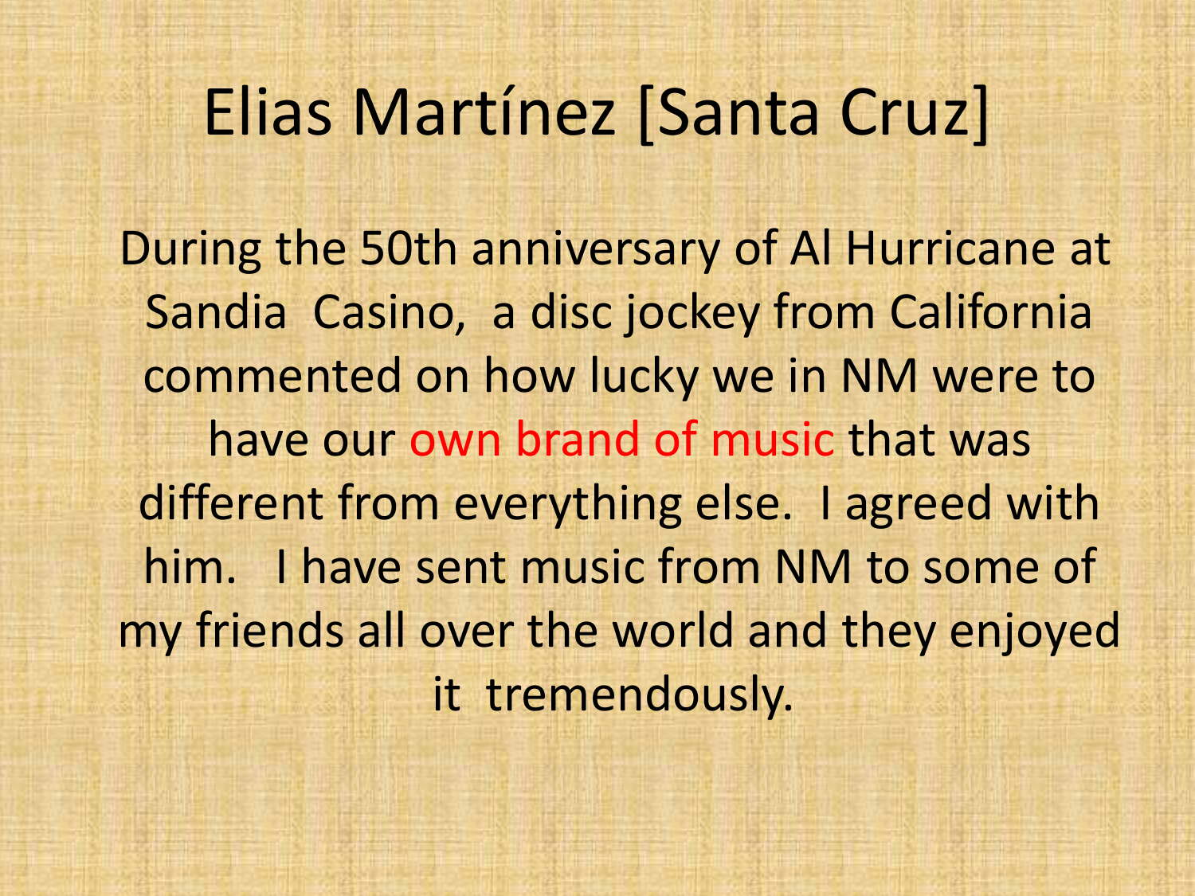# Elias Martínez [Santa Cruz]

During the 50th anniversary of Al Hurricane at Sandia Casino, a disc jockey from California commented on how lucky we in NM were to have our own brand of music that was different from everything else. I agreed with him. I have sent music from NM to some of my friends all over the world and they enjoyed it tremendously.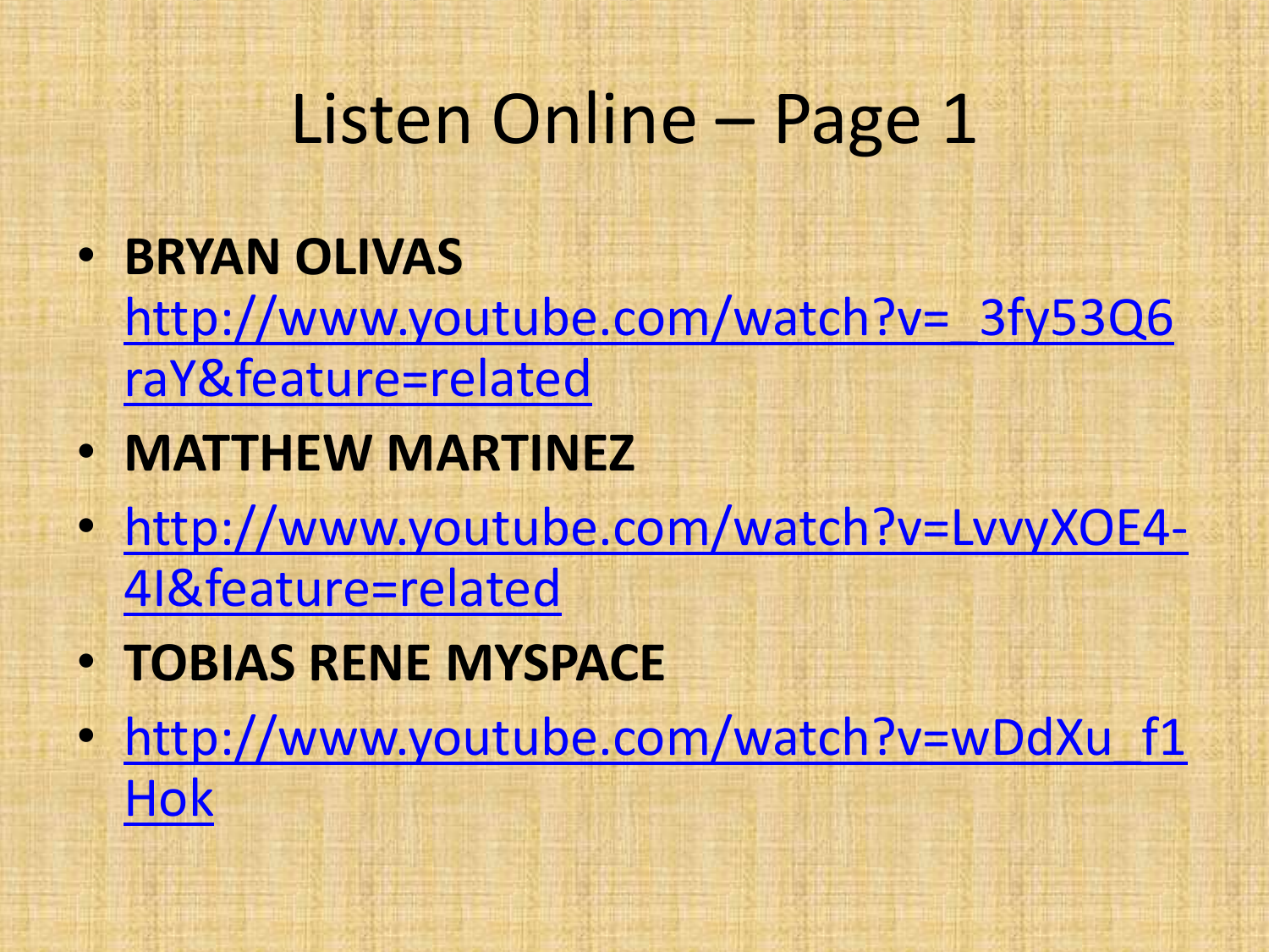# Listen Online – Page 1

- **BRYAN OLIVAS** http://www.youtube.com/watch?v=_3fy53Q6raY&feature=related
- **MATTHEW MARTINEZ**
- http://www.youtube.com/watch?v=LvvyXOE4-4I&feature=related
- **TOBIAS RENE MYSPACE**
- http://www.youtube.com/watch?v=wDdXu_f1Hok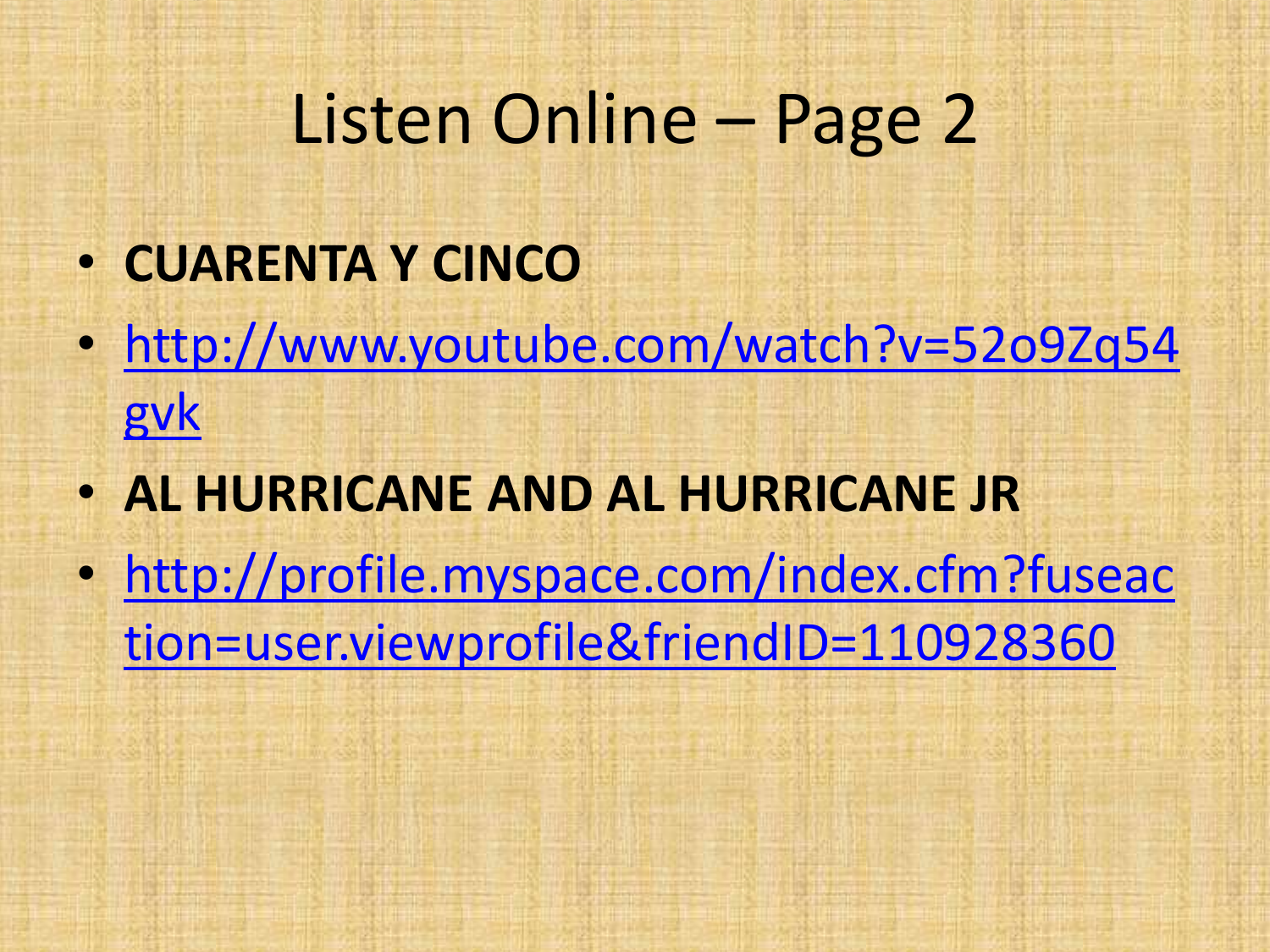# Listen Online – Page 2

- **CUARENTA Y CINCO**
- http://www.youtube.com/watch?v=52o9Zq54gvk
- **AL HURRICANE AND AL HURRICANE JR**
- http://profile.myspace.com/index.cfm?fuseaction=user.viewprofile&friendID=110928360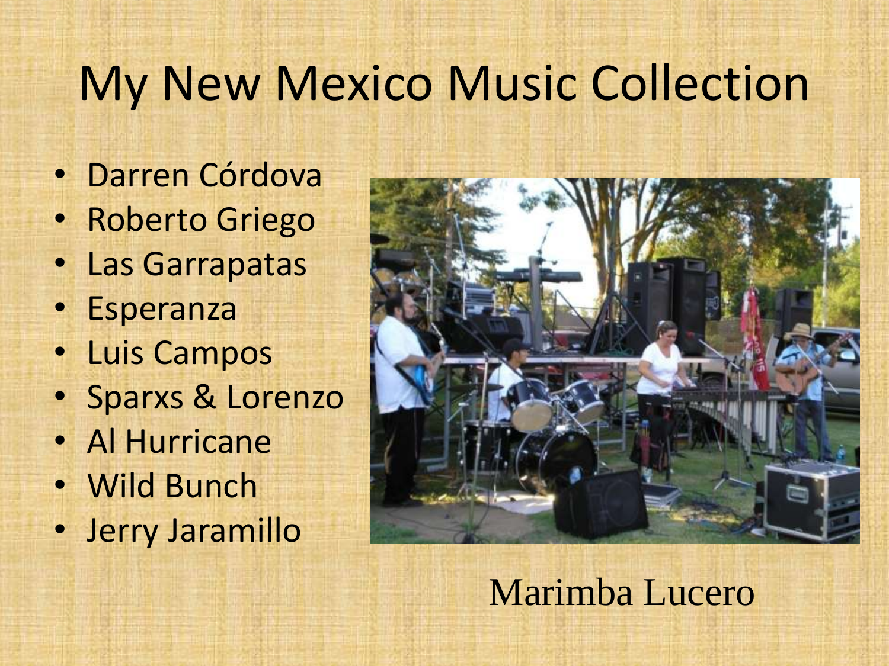# My New Mexico Music Collection

- Darren Córdova
- Roberto Griego
- Las Garrapatas
- Esperanza
- Luis Campos
- Sparxs & Lorenzo
- Al Hurricane
- Wild Bunch
- Jerry Jaramillo

Marimba Lucero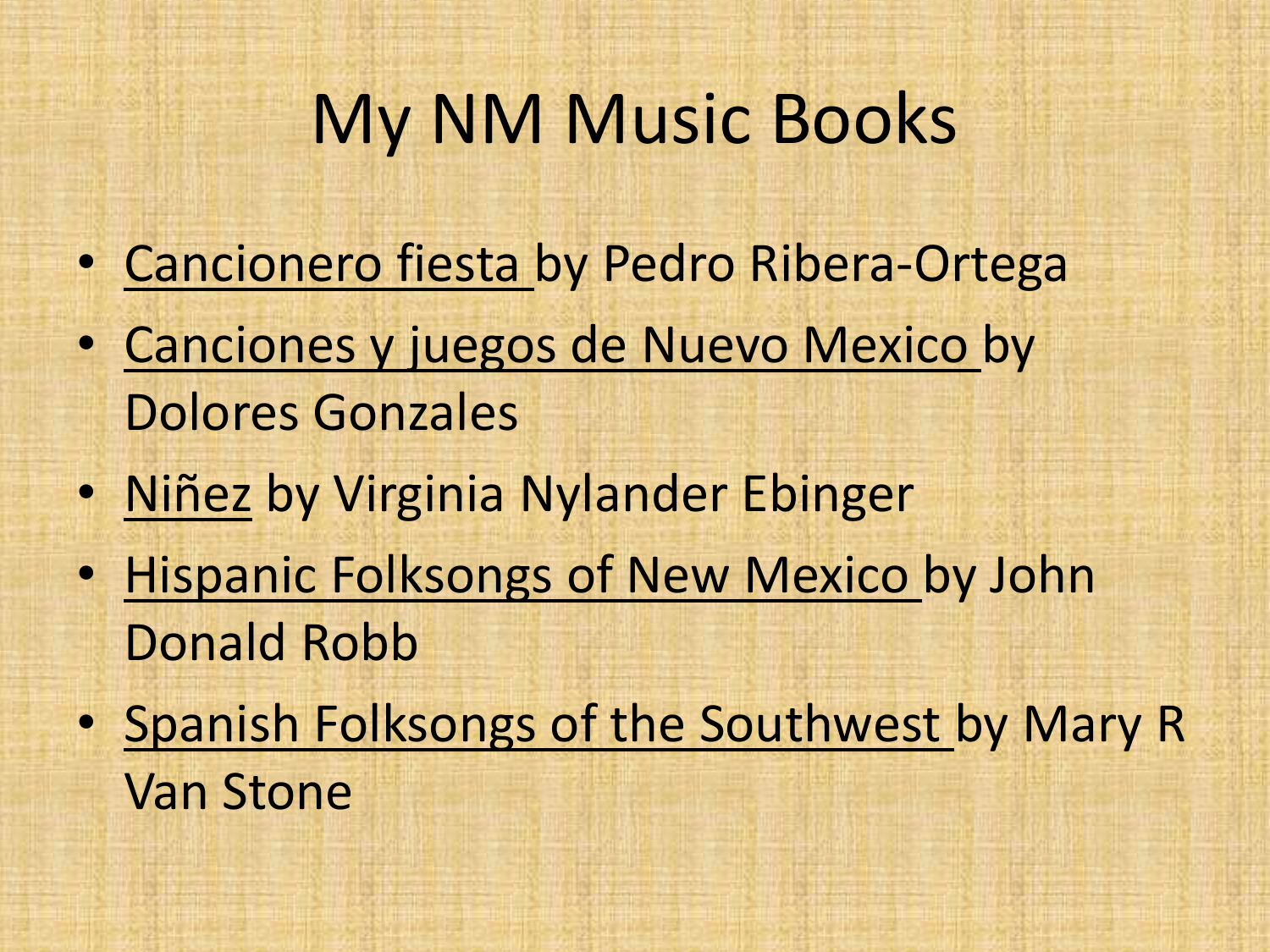# My NM Music Books

- <u>Cancionero fiesta</u> by Pedro Ribera-Ortega
- <u>Canciones y juegos de Nuevo Mexico</u> by Dolores Gonzales
- <u>Niñez</u> by Virginia Nylander Ebinger
- <u>Hispanic Folksongs of New Mexico</u> by John Donald Robb
- <u>Spanish Folksongs of the Southwest</u> by Mary R Van Stone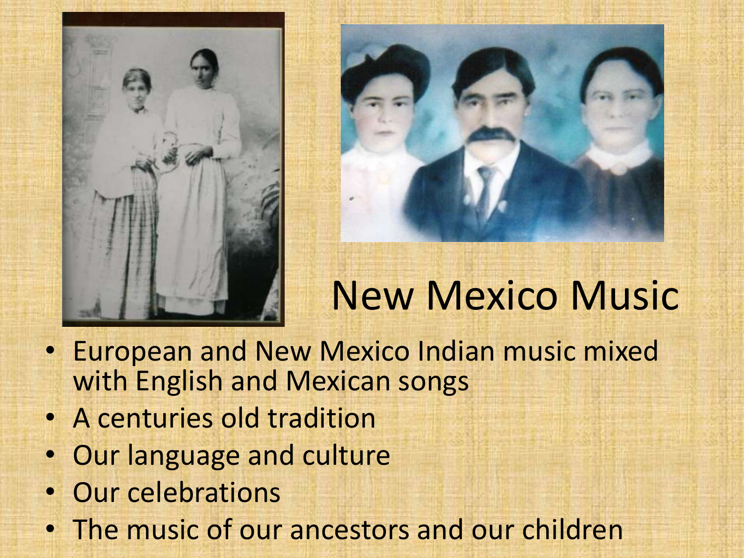# New Mexico Music

- European and New Mexico Indian music mixed with English and Mexican songs
- A centuries old tradition
- Our language and culture
- Our celebrations
- The music of our ancestors and our children